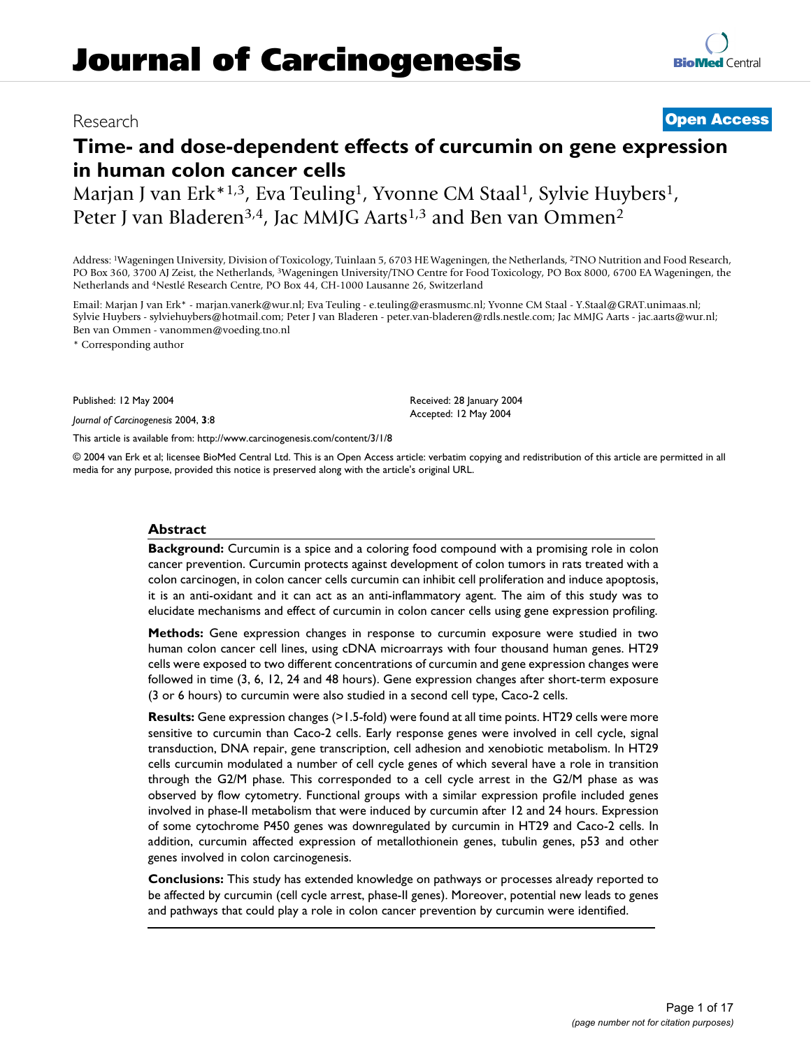# Journal of Carcinogenesis

Research

**Open Access**

## Time- and dose-dependent effects of curcumin on gene expression in human colon cancer cells

Marjan J van Erk*[1,3], Eva Teuling[1], Yvonne CM Staal[1], Sylvie Huybers[1], Peter J van Bladeren[3,4], Jac MMJG Aarts[1,3] and Ben van Ommen[2]

Address: [1]Wageningen University, Division of Toxicology, Tuinlaan 5, 6703 HE Wageningen, the Netherlands, [2]TNO Nutrition and Food Research, PO Box 360, 3700 AJ Zeist, the Netherlands, [3]Wageningen University/TNO Centre for Food Toxicology, PO Box 8000, 6700 EA Wageningen, the Netherlands and [4]Nestlé Research Centre, PO Box 44, CH-1000 Lausanne 26, Switzerland

Email: Marjan J van Erk* - marjan.vanerk@wur.nl; Eva Teuling - e.teuling@erasmusmc.nl; Yvonne CM Staal - Y.Staal@GRAT.unimaas.nl; Sylvie Huybers - sylviehuybers@hotmail.com; Peter J van Bladeren - peter.van-bladeren@rdls.nestle.com; Jac MMJG Aarts - jac.aarts@wur.nl; Ben van Ommen - vanommen@voeding.tno.nl

* Corresponding author

Published: 12 May 2004

*Journal of Carcinogenesis* 2004, **3**:8

Received: 28 January 2004
Accepted: 12 May 2004

This article is available from: http://www.carcinogenesis.com/content/3/1/8

© 2004 van Erk et al; licensee BioMed Central Ltd. This is an Open Access article: verbatim copying and redistribution of this article are permitted in all media for any purpose, provided this notice is preserved along with the article's original URL.

### Abstract

**Background:** Curcumin is a spice and a coloring food compound with a promising role in colon cancer prevention. Curcumin protects against development of colon tumors in rats treated with a colon carcinogen, in colon cancer cells curcumin can inhibit cell proliferation and induce apoptosis, it is an anti-oxidant and it can act as an anti-inflammatory agent. The aim of this study was to elucidate mechanisms and effect of curcumin in colon cancer cells using gene expression profiling.

**Methods:** Gene expression changes in response to curcumin exposure were studied in two human colon cancer cell lines, using cDNA microarrays with four thousand human genes. HT29 cells were exposed to two different concentrations of curcumin and gene expression changes were followed in time (3, 6, 12, 24 and 48 hours). Gene expression changes after short-term exposure (3 or 6 hours) to curcumin were also studied in a second cell type, Caco-2 cells.

**Results:** Gene expression changes (>1.5-fold) were found at all time points. HT29 cells were more sensitive to curcumin than Caco-2 cells. Early response genes were involved in cell cycle, signal transduction, DNA repair, gene transcription, cell adhesion and xenobiotic metabolism. In HT29 cells curcumin modulated a number of cell cycle genes of which several have a role in transition through the G2/M phase. This corresponded to a cell cycle arrest in the G2/M phase as was observed by flow cytometry. Functional groups with a similar expression profile included genes involved in phase-II metabolism that were induced by curcumin after 12 and 24 hours. Expression of some cytochrome P450 genes was downregulated by curcumin in HT29 and Caco-2 cells. In addition, curcumin affected expression of metallothionein genes, tubulin genes, p53 and other genes involved in colon carcinogenesis.

**Conclusions:** This study has extended knowledge on pathways or processes already reported to be affected by curcumin (cell cycle arrest, phase-II genes). Moreover, potential new leads to genes and pathways that could play a role in colon cancer prevention by curcumin were identified.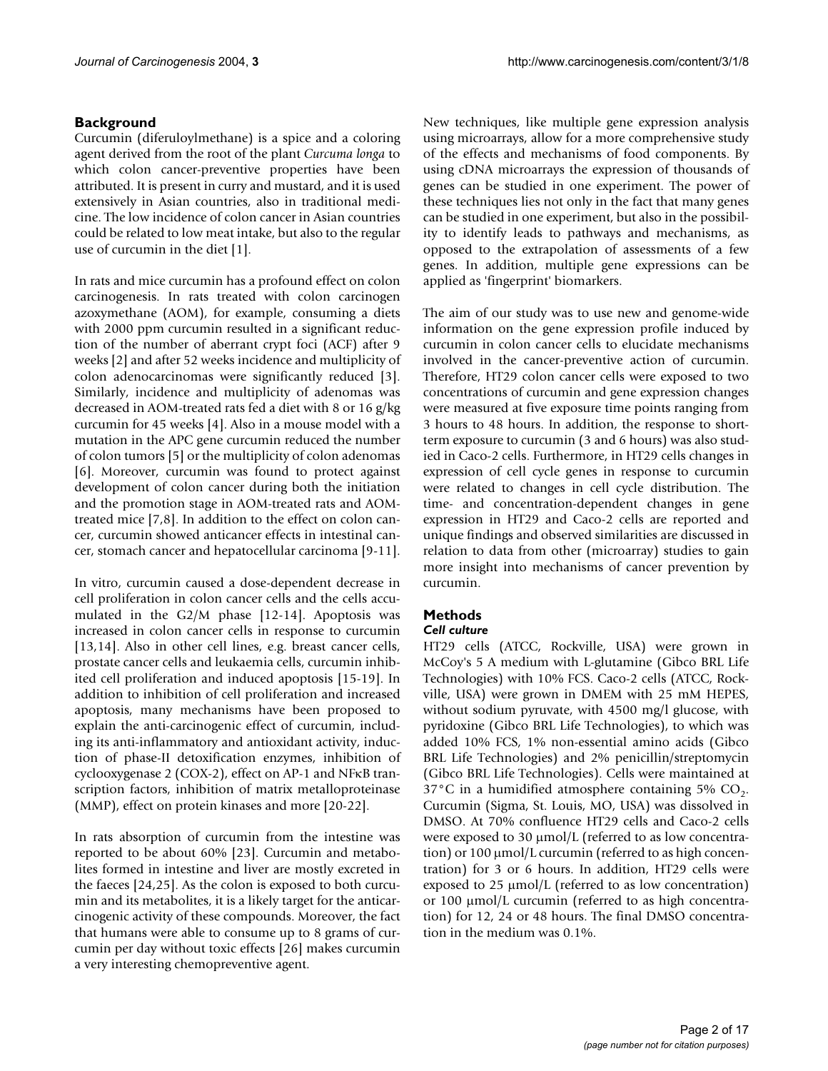## Background

Curcumin (diferuloylmethane) is a spice and a coloring agent derived from the root of the plant *Curcuma longa* to which colon cancer-preventive properties have been attributed. It is present in curry and mustard, and it is used extensively in Asian countries, also in traditional medicine. The low incidence of colon cancer in Asian countries could be related to low meat intake, but also to the regular use of curcumin in the diet [1].

In rats and mice curcumin has a profound effect on colon carcinogenesis. In rats treated with colon carcinogen azoxymethane (AOM), for example, consuming a diets with 2000 ppm curcumin resulted in a significant reduction of the number of aberrant crypt foci (ACF) after 9 weeks [2] and after 52 weeks incidence and multiplicity of colon adenocarcinomas were significantly reduced [3]. Similarly, incidence and multiplicity of adenomas was decreased in AOM-treated rats fed a diet with 8 or 16 g/kg curcumin for 45 weeks [4]. Also in a mouse model with a mutation in the APC gene curcumin reduced the number of colon tumors [5] or the multiplicity of colon adenomas [6]. Moreover, curcumin was found to protect against development of colon cancer during both the initiation and the promotion stage in AOM-treated rats and AOM-treated mice [7,8]. In addition to the effect on colon cancer, curcumin showed anticancer effects in intestinal cancer, stomach cancer and hepatocellular carcinoma [9-11].

In vitro, curcumin caused a dose-dependent decrease in cell proliferation in colon cancer cells and the cells accumulated in the G2/M phase [12-14]. Apoptosis was increased in colon cancer cells in response to curcumin [13,14]. Also in other cell lines, e.g. breast cancer cells, prostate cancer cells and leukaemia cells, curcumin inhibited cell proliferation and induced apoptosis [15-19]. In addition to inhibition of cell proliferation and increased apoptosis, many mechanisms have been proposed to explain the anti-carcinogenic effect of curcumin, including its anti-inflammatory and antioxidant activity, induction of phase-II detoxification enzymes, inhibition of cyclooxygenase 2 (COX-2), effect on AP-1 and NFκB transcription factors, inhibition of matrix metalloproteinase (MMP), effect on protein kinases and more [20-22].

In rats absorption of curcumin from the intestine was reported to be about 60% [23]. Curcumin and metabolites formed in intestine and liver are mostly excreted in the faeces [24,25]. As the colon is exposed to both curcumin and its metabolites, it is a likely target for the anticarcinogenic activity of these compounds. Moreover, the fact that humans were able to consume up to 8 grams of curcumin per day without toxic effects [26] makes curcumin a very interesting chemopreventive agent.

New techniques, like multiple gene expression analysis using microarrays, allow for a more comprehensive study of the effects and mechanisms of food components. By using cDNA microarrays the expression of thousands of genes can be studied in one experiment. The power of these techniques lies not only in the fact that many genes can be studied in one experiment, but also in the possibility to identify leads to pathways and mechanisms, as opposed to the extrapolation of assessments of a few genes. In addition, multiple gene expressions can be applied as 'fingerprint' biomarkers.

The aim of our study was to use new and genome-wide information on the gene expression profile induced by curcumin in colon cancer cells to elucidate mechanisms involved in the cancer-preventive action of curcumin. Therefore, HT29 colon cancer cells were exposed to two concentrations of curcumin and gene expression changes were measured at five exposure time points ranging from 3 hours to 48 hours. In addition, the response to short-term exposure to curcumin (3 and 6 hours) was also studied in Caco-2 cells. Furthermore, in HT29 cells changes in expression of cell cycle genes in response to curcumin were related to changes in cell cycle distribution. The time- and concentration-dependent changes in gene expression in HT29 and Caco-2 cells are reported and unique findings and observed similarities are discussed in relation to data from other (microarray) studies to gain more insight into mechanisms of cancer prevention by curcumin.

## Methods

### *Cell culture*

HT29 cells (ATCC, Rockville, USA) were grown in McCoy's 5 A medium with L-glutamine (Gibco BRL Life Technologies) with 10% FCS. Caco-2 cells (ATCC, Rockville, USA) were grown in DMEM with 25 mM HEPES, without sodium pyruvate, with 4500 mg/l glucose, with pyridoxine (Gibco BRL Life Technologies), to which was added 10% FCS, 1% non-essential amino acids (Gibco BRL Life Technologies) and 2% penicillin/streptomycin (Gibco BRL Life Technologies). Cells were maintained at 37°C in a humidified atmosphere containing 5% $CO_2$. Curcumin (Sigma, St. Louis, MO, USA) was dissolved in DMSO. At 70% confluence HT29 cells and Caco-2 cells were exposed to 30 μmol/L (referred to as low concentration) or 100 μmol/L curcumin (referred to as high concentration) for 3 or 6 hours. In addition, HT29 cells were exposed to 25 μmol/L (referred to as low concentration) or 100 μmol/L curcumin (referred to as high concentration) for 12, 24 or 48 hours. The final DMSO concentration in the medium was 0.1%.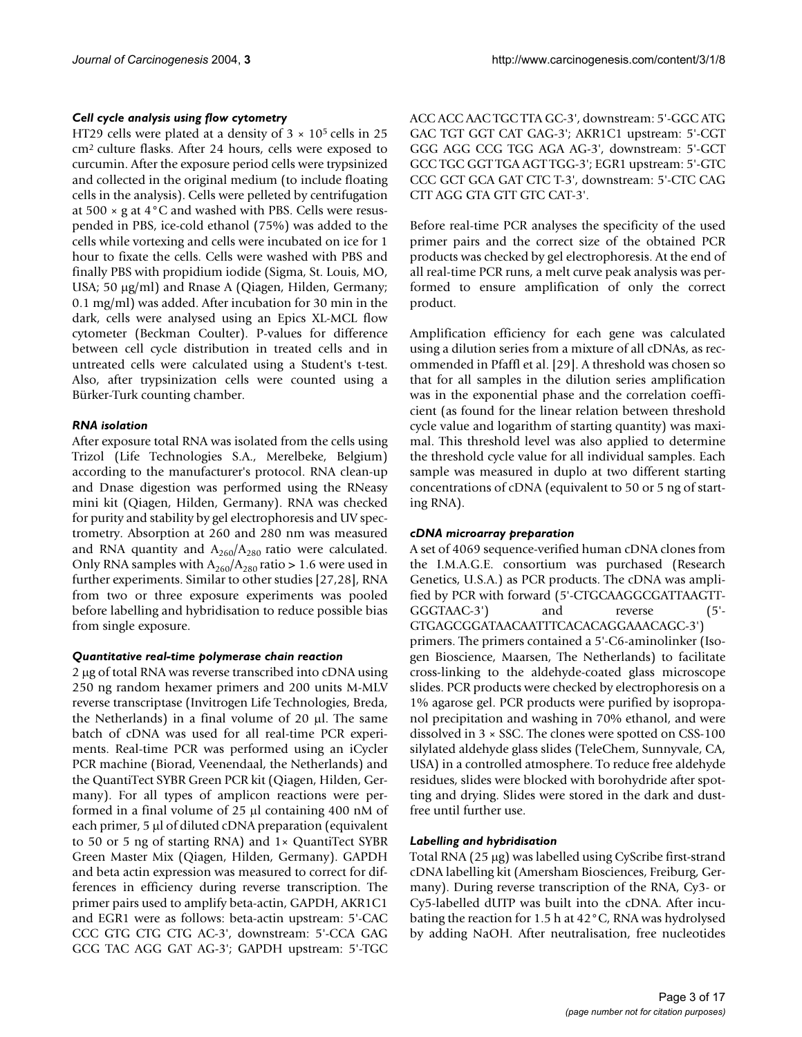### *Cell cycle analysis using flow cytometry*

HT29 cells were plated at a density of $3 \times 10^5$ cells in 25 $cm^2$ culture flasks. After 24 hours, cells were exposed to curcumin. After the exposure period cells were trypsinized and collected in the original medium (to include floating cells in the analysis). Cells were pelleted by centrifugation at $500 \times g$ at 4°C and washed with PBS. Cells were resuspended in PBS, ice-cold ethanol (75%) was added to the cells while vortexing and cells were incubated on ice for 1 hour to fixate the cells. Cells were washed with PBS and finally PBS with propidium iodide (Sigma, St. Louis, MO, USA; 50 μg/ml) and Rnase A (Qiagen, Hilden, Germany; 0.1 mg/ml) was added. After incubation for 30 min in the dark, cells were analysed using an Epics XL-MCL flow cytometer (Beckman Coulter). P-values for difference between cell cycle distribution in treated cells and in untreated cells were calculated using a Student's t-test. Also, after trypsinization cells were counted using a Bürker-Turk counting chamber.

### *RNA isolation*

After exposure total RNA was isolated from the cells using Trizol (Life Technologies S.A., Merelbeke, Belgium) according to the manufacturer's protocol. RNA clean-up and Dnase digestion was performed using the RNeasy mini kit (Qiagen, Hilden, Germany). RNA was checked for purity and stability by gel electrophoresis and UV spectrometry. Absorption at 260 and 280 nm was measured and RNA quantity and $A_{260}/A_{280}$ ratio were calculated. Only RNA samples with $A_{260}/A_{280}$ ratio > 1.6 were used in further experiments. Similar to other studies [27,28], RNA from two or three exposure experiments was pooled before labelling and hybridisation to reduce possible bias from single exposure.

### *Quantitative real-time polymerase chain reaction*

2 μg of total RNA was reverse transcribed into cDNA using 250 ng random hexamer primers and 200 units M-MLV reverse transcriptase (Invitrogen Life Technologies, Breda, the Netherlands) in a final volume of 20 μl. The same batch of cDNA was used for all real-time PCR experiments. Real-time PCR was performed using an iCycler PCR machine (Biorad, Veenendaal, the Netherlands) and the QuantiTect SYBR Green PCR kit (Qiagen, Hilden, Germany). For all types of amplicon reactions were performed in a final volume of 25 μl containing 400 nM of each primer, 5 μl of diluted cDNA preparation (equivalent to 50 or 5 ng of starting RNA) and 1× QuantiTect SYBR Green Master Mix (Qiagen, Hilden, Germany). GAPDH and beta actin expression was measured to correct for differences in efficiency during reverse transcription. The primer pairs used to amplify beta-actin, GAPDH, AKR1C1 and EGR1 were as follows: beta-actin upstream: 5'-CAC CCC GTG CTG CTG AC-3', downstream: 5'-CCA GAG GCG TAC AGG GAT AG-3'; GAPDH upstream: 5'-TGC ACC ACC AAC TGC TTA GC-3', downstream: 5'-GGC ATG GAC TGT GGT CAT GAG-3'; AKR1C1 upstream: 5'-CGT GGG AGG CCG TGG AGA AG-3', downstream: 5'-GCT GCC TGC GGT TGA AGT TGG-3'; EGR1 upstream: 5'-GTC CCC GCT GCA GAT CTC T-3', downstream: 5'-CTC CAG CTT AGG GTA GTT GTC CAT-3'.

Before real-time PCR analyses the specificity of the used primer pairs and the correct size of the obtained PCR products was checked by gel electrophoresis. At the end of all real-time PCR runs, a melt curve peak analysis was performed to ensure amplification of only the correct product.

Amplification efficiency for each gene was calculated using a dilution series from a mixture of all cDNAs, as recommended in Pfaffl et al. [29]. A threshold was chosen so that for all samples in the dilution series amplification was in the exponential phase and the correlation coefficient (as found for the linear relation between threshold cycle value and logarithm of starting quantity) was maximal. This threshold level was also applied to determine the threshold cycle value for all individual samples. Each sample was measured in duplo at two different starting concentrations of cDNA (equivalent to 50 or 5 ng of starting RNA).

### *cDNA microarray preparation*

A set of 4069 sequence-verified human cDNA clones from the I.M.A.G.E. consortium was purchased (Research Genetics, U.S.A.) as PCR products. The cDNA was amplified by PCR with forward (5'-CTGCAAGGCGATTAAGTTGGGTAAC-3') and reverse (5'-GTGAGCGGATAACAATTTCACACAGGAAACAGC-3') primers. The primers contained a 5'-C6-aminolinker (Isogen Bioscience, Maarsen, The Netherlands) to facilitate cross-linking to the aldehyde-coated glass microscope slides. PCR products were checked by electrophoresis on a 1% agarose gel. PCR products were purified by isopropanol precipitation and washing in 70% ethanol, and were dissolved in 3 × SSC. The clones were spotted on CSS-100 silylated aldehyde glass slides (TeleChem, Sunnyvale, CA, USA) in a controlled atmosphere. To reduce free aldehyde residues, slides were blocked with borohydride after spotting and drying. Slides were stored in the dark and dust-free until further use.

### *Labelling and hybridisation*

Total RNA (25 μg) was labelled using CyScribe first-strand cDNA labelling kit (Amersham Biosciences, Freiburg, Germany). During reverse transcription of the RNA, Cy3- or Cy5-labelled dUTP was built into the cDNA. After incubating the reaction for 1.5 h at 42°C, RNA was hydrolysed by adding NaOH. After neutralisation, free nucleotides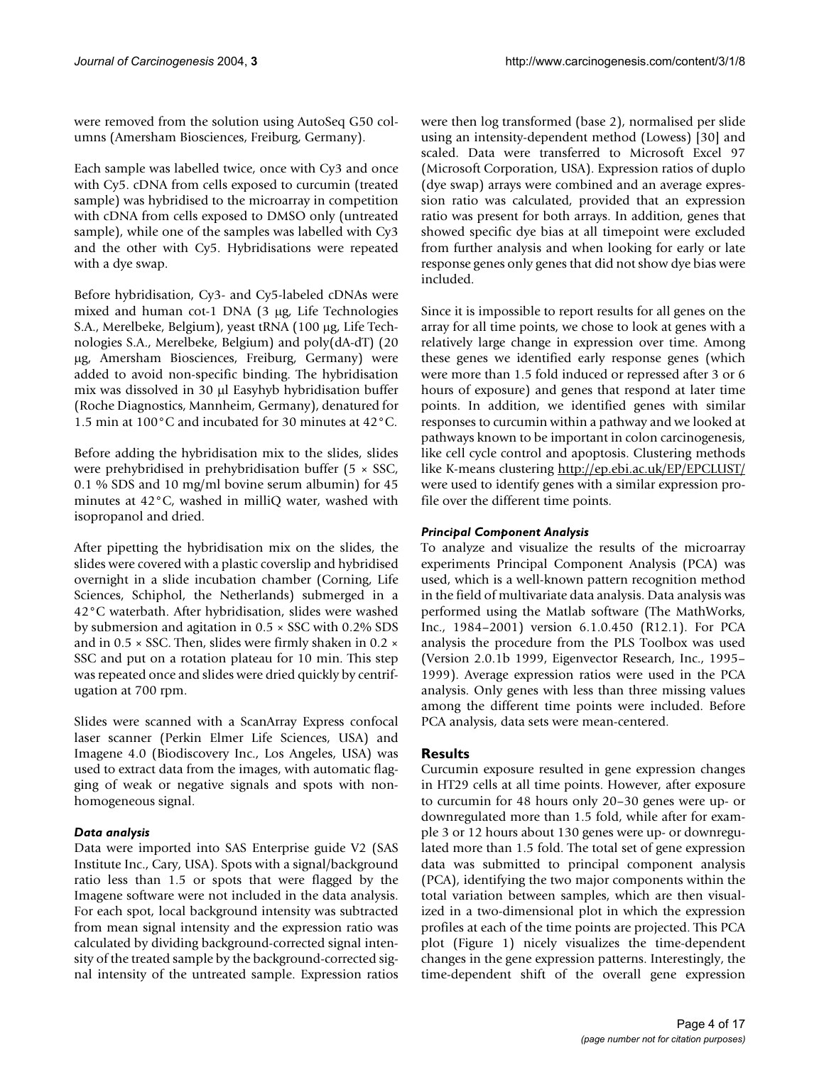were removed from the solution using AutoSeq G50 columns (Amersham Biosciences, Freiburg, Germany).

Each sample was labelled twice, once with Cy3 and once with Cy5. cDNA from cells exposed to curcumin (treated sample) was hybridised to the microarray in competition with cDNA from cells exposed to DMSO only (untreated sample), while one of the samples was labelled with Cy3 and the other with Cy5. Hybridisations were repeated with a dye swap.

Before hybridisation, Cy3- and Cy5-labeled cDNAs were mixed and human cot-1 DNA (3 μg, Life Technologies S.A., Merelbeke, Belgium), yeast tRNA (100 μg, Life Technologies S.A., Merelbeke, Belgium) and poly(dA-dT) (20 μg, Amersham Biosciences, Freiburg, Germany) were added to avoid non-specific binding. The hybridisation mix was dissolved in 30 μl Easyhyb hybridisation buffer (Roche Diagnostics, Mannheim, Germany), denatured for 1.5 min at 100°C and incubated for 30 minutes at 42°C.

Before adding the hybridisation mix to the slides, slides were prehybridised in prehybridisation buffer (5 × SSC, 0.1 % SDS and 10 mg/ml bovine serum albumin) for 45 minutes at 42°C, washed in milliQ water, washed with isopropanol and dried.

After pipetting the hybridisation mix on the slides, the slides were covered with a plastic coverslip and hybridised overnight in a slide incubation chamber (Corning, Life Sciences, Schiphol, the Netherlands) submerged in a 42°C waterbath. After hybridisation, slides were washed by submersion and agitation in 0.5 × SSC with 0.2% SDS and in 0.5 × SSC. Then, slides were firmly shaken in 0.2 × SSC and put on a rotation plateau for 10 min. This step was repeated once and slides were dried quickly by centrifugation at 700 rpm.

Slides were scanned with a ScanArray Express confocal laser scanner (Perkin Elmer Life Sciences, USA) and Imagene 4.0 (Biodiscovery Inc., Los Angeles, USA) was used to extract data from the images, with automatic flagging of weak or negative signals and spots with non-homogeneous signal.

### *Data analysis*

Data were imported into SAS Enterprise guide V2 (SAS Institute Inc., Cary, USA). Spots with a signal/background ratio less than 1.5 or spots that were flagged by the Imagene software were not included in the data analysis. For each spot, local background intensity was subtracted from mean signal intensity and the expression ratio was calculated by dividing background-corrected signal intensity of the treated sample by the background-corrected signal intensity of the untreated sample. Expression ratios were then log transformed (base 2), normalised per slide using an intensity-dependent method (Lowess) [30] and scaled. Data were transferred to Microsoft Excel 97 (Microsoft Corporation, USA). Expression ratios of duplo (dye swap) arrays were combined and an average expression ratio was calculated, provided that an expression ratio was present for both arrays. In addition, genes that showed specific dye bias at all timepoint were excluded from further analysis and when looking for early or late response genes only genes that did not show dye bias were included.

Since it is impossible to report results for all genes on the array for all time points, we chose to look at genes with a relatively large change in expression over time. Among these genes we identified early response genes (which were more than 1.5 fold induced or repressed after 3 or 6 hours of exposure) and genes that respond at later time points. In addition, we identified genes with similar responses to curcumin within a pathway and we looked at pathways known to be important in colon carcinogenesis, like cell cycle control and apoptosis. Clustering methods like K-means clustering http://ep.ebi.ac.uk/EP/EPCLUST/ were used to identify genes with a similar expression profile over the different time points.

### *Principal Component Analysis*

To analyze and visualize the results of the microarray experiments Principal Component Analysis (PCA) was used, which is a well-known pattern recognition method in the field of multivariate data analysis. Data analysis was performed using the Matlab software (The MathWorks, Inc., 1984–2001) version 6.1.0.450 (R12.1). For PCA analysis the procedure from the PLS Toolbox was used (Version 2.0.1b 1999, Eigenvector Research, Inc., 1995–1999). Average expression ratios were used in the PCA analysis. Only genes with less than three missing values among the different time points were included. Before PCA analysis, data sets were mean-centered.

## Results

Curcumin exposure resulted in gene expression changes in HT29 cells at all time points. However, after exposure to curcumin for 48 hours only 20–30 genes were up- or downregulated more than 1.5 fold, while after for example 3 or 12 hours about 130 genes were up- or downregulated more than 1.5 fold. The total set of gene expression data was submitted to principal component analysis (PCA), identifying the two major components within the total variation between samples, which are then visualized in a two-dimensional plot in which the expression profiles at each of the time points are projected. This PCA plot (Figure 1) nicely visualizes the time-dependent changes in the gene expression patterns. Interestingly, the time-dependent shift of the overall gene expression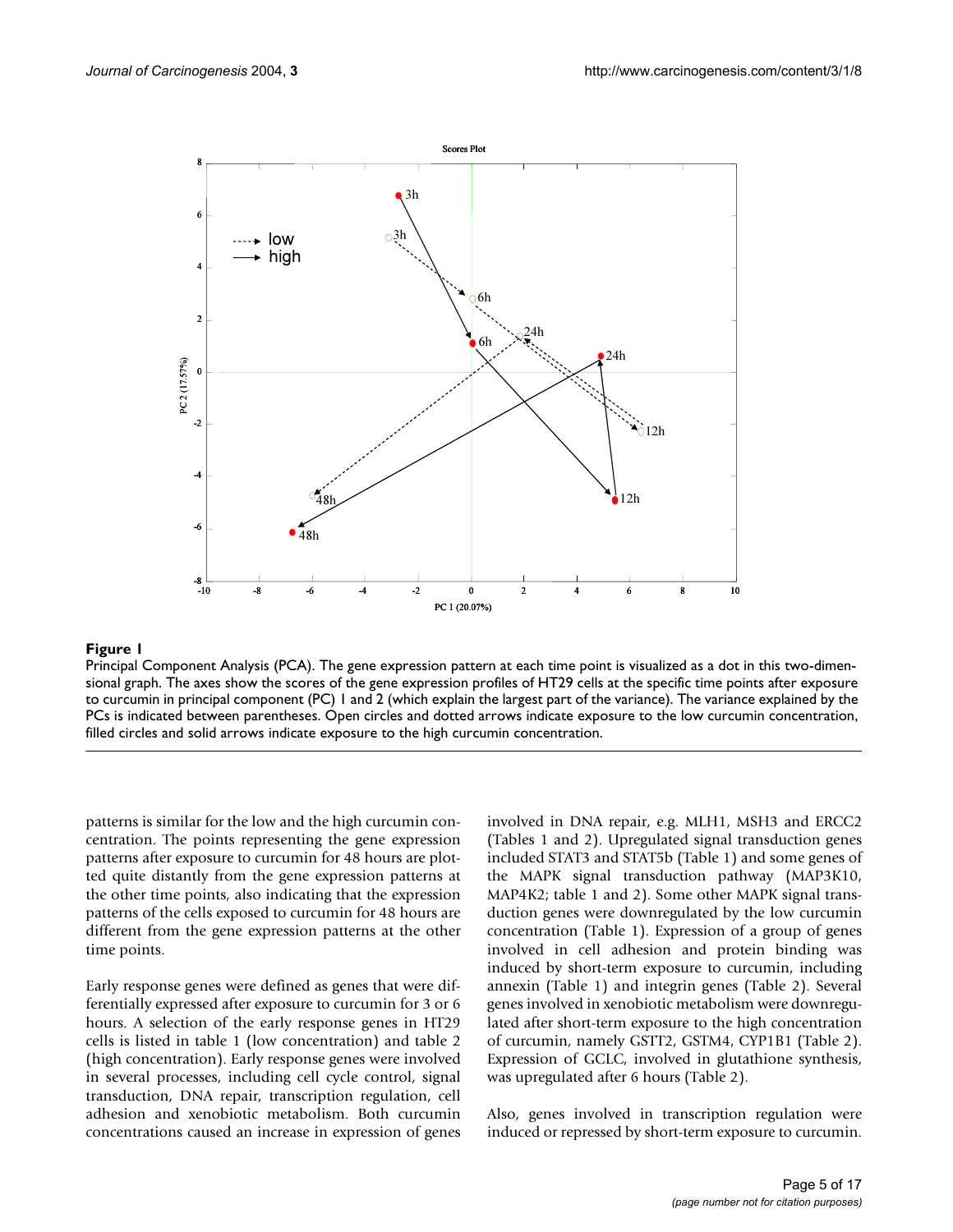**Figure 1**

Principal Component Analysis (PCA). The gene expression pattern at each time point is visualized as a dot in this two-dimensional graph. The axes show the scores of the gene expression profiles of HT29 cells at the specific time points after exposure to curcumin in principal component (PC) 1 and 2 (which explain the largest part of the variance). The variance explained by the PCs is indicated between parentheses. Open circles and dotted arrows indicate exposure to the low curcumin concentration, filled circles and solid arrows indicate exposure to the high curcumin concentration.

patterns is similar for the low and the high curcumin concentration. The points representing the gene expression patterns after exposure to curcumin for 48 hours are plotted quite distantly from the gene expression patterns at the other time points, also indicating that the expression patterns of the cells exposed to curcumin for 48 hours are different from the gene expression patterns at the other time points.

Early response genes were defined as genes that were differentially expressed after exposure to curcumin for 3 or 6 hours. A selection of the early response genes in HT29 cells is listed in table 1 (low concentration) and table 2 (high concentration). Early response genes were involved in several processes, including cell cycle control, signal transduction, DNA repair, transcription regulation, cell adhesion and xenobiotic metabolism. Both curcumin concentrations caused an increase in expression of genes involved in DNA repair, e.g. MLH1, MSH3 and ERCC2 (Tables 1 and 2). Upregulated signal transduction genes included STAT3 and STAT5b (Table 1) and some genes of the MAPK signal transduction pathway (MAP3K10, MAP4K2; table 1 and 2). Some other MAPK signal transduction genes were downregulated by the low curcumin concentration (Table 1). Expression of a group of genes involved in cell adhesion and protein binding was induced by short-term exposure to curcumin, including annexin (Table 1) and integrin genes (Table 2). Several genes involved in xenobiotic metabolism were downregulated after short-term exposure to the high concentration of curcumin, namely GSTT2, GSTM4, CYP1B1 (Table 2). Expression of GCLC, involved in glutathione synthesis, was upregulated after 6 hours (Table 2).

Also, genes involved in transcription regulation were induced or repressed by short-term exposure to curcumin.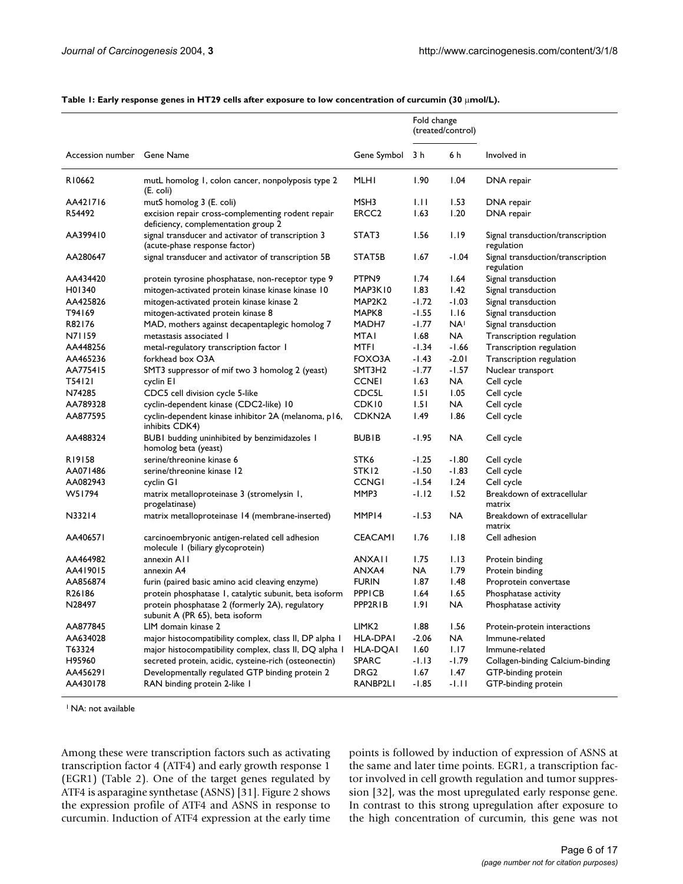**Table 1: Early response genes in HT29 cells after exposure to low concentration of curcumin (30 μmol/L).**

| Accession number | Gene Name | Gene Symbol | Fold change (treated/control) | | Involved in |
|---|---|---|---|---|---|
| | | | 3 h | 6 h | |
| R10662 | mutL homolog 1, colon cancer, nonpolyposis type 2 (E. coli) | MLH1 | 1.90 | 1.04 | DNA repair |
| AA421716 | mutS homolog 3 (E. coli) | MSH3 | 1.11 | 1.53 | DNA repair |
| R54492 | excision repair cross-complementing rodent repair deficiency, complementation group 2 | ERCC2 | 1.63 | 1.20 | DNA repair |
| AA399410 | signal transducer and activator of transcription 3 (acute-phase response factor) | STAT3 | 1.56 | 1.19 | Signal transduction/transcription regulation |
| AA280647 | signal transducer and activator of transcription 5B | STAT5B | 1.67 | -1.04 | Signal transduction/transcription regulation |
| AA434420 | protein tyrosine phosphatase, non-receptor type 9 | PTPN9 | 1.74 | 1.64 | Signal transduction |
| H01340 | mitogen-activated protein kinase kinase kinase 10 | MAP3K10 | 1.83 | 1.42 | Signal transduction |
| AA425826 | mitogen-activated protein kinase kinase 2 | MAP2K2 | -1.72 | -1.03 | Signal transduction |
| T94169 | mitogen-activated protein kinase 8 | MAPK8 | -1.55 | 1.16 | Signal transduction |
| R82176 | MAD, mothers against decapentaplegic homolog 7 | MADH7 | -1.77 | NA[1] | Signal transduction |
| N71159 | metastasis associated 1 | MTA1 | 1.68 | NA | Transcription regulation |
| AA448256 | metal-regulatory transcription factor 1 | MTF1 | -1.34 | -1.66 | Transcription regulation |
| AA465236 | forkhead box O3A | FOXO3A | -1.43 | -2.01 | Transcription regulation |
| AA775415 | SMT3 suppressor of mif two 3 homolog 2 (yeast) | SMT3H2 | -1.77 | -1.57 | Nuclear transport |
| T54121 | cyclin E1 | CCNE1 | 1.63 | NA | Cell cycle |
| N74285 | CDC5 cell division cycle 5-like | CDC5L | 1.51 | 1.05 | Cell cycle |
| AA789328 | cyclin-dependent kinase (CDC2-like) 10 | CDK10 | 1.51 | NA | Cell cycle |
| AA877595 | cyclin-dependent kinase inhibitor 2A (melanoma, p16, inhibits CDK4) | CDKN2A | 1.49 | 1.86 | Cell cycle |
| AA488324 | BUB1 budding uninhibited by benzimidazoles 1 homolog beta (yeast) | BUB1B | -1.95 | NA | Cell cycle |
| R19158 | serine/threonine kinase 6 | STK6 | -1.25 | -1.80 | Cell cycle |
| AA071486 | serine/threonine kinase 12 | STK12 | -1.50 | -1.83 | Cell cycle |
| AA082943 | cyclin G1 | CCNG1 | -1.54 | 1.24 | Cell cycle |
| W51794 | matrix metalloproteinase 3 (stromelysin 1, progelatinase) | MMP3 | -1.12 | 1.52 | Breakdown of extracellular matrix |
| N33214 | matrix metalloproteinase 14 (membrane-inserted) | MMP14 | -1.53 | NA | Breakdown of extracellular matrix |
| AA406571 | carcinoembryonic antigen-related cell adhesion molecule 1 (biliary glycoprotein) | CEACAM1 | 1.76 | 1.18 | Cell adhesion |
| AA464982 | annexin A11 | ANXA11 | 1.75 | 1.13 | Protein binding |
| AA419015 | annexin A4 | ANXA4 | NA | 1.79 | Protein binding |
| AA856874 | furin (paired basic amino acid cleaving enzyme) | FURIN | 1.87 | 1.48 | Proprotein convertase |
| R26186 | protein phosphatase 1, catalytic subunit, beta isoform | PPP1CB | 1.64 | 1.65 | Phosphatase activity |
| N28497 | protein phosphatase 2 (formerly 2A), regulatory subunit A (PR 65), beta isoform | PPP2R1B | 1.91 | NA | Phosphatase activity |
| AA877845 | LIM domain kinase 2 | LIMK2 | 1.88 | 1.56 | Protein-protein interactions |
| AA634028 | major histocompatibility complex, class II, DP alpha 1 | HLA-DPA1 | -2.06 | NA | Immune-related |
| T63324 | major histocompatibility complex, class II, DQ alpha 1 | HLA-DQA1 | 1.60 | 1.17 | Immune-related |
| H95960 | secreted protein, acidic, cysteine-rich (osteonectin) | SPARC | -1.13 | -1.79 | Collagen-binding Calcium-binding |
| AA456291 | Developmentally regulated GTP binding protein 2 | DRG2 | 1.67 | 1.47 | GTP-binding protein |
| AA430178 | RAN binding protein 2-like 1 | RANBP2L1 | -1.85 | -1.11 | GTP-binding protein |

[1] NA: not available

Among these were transcription factors such as activating transcription factor 4 (ATF4) and early growth response 1 (EGR1) (Table 2). One of the target genes regulated by ATF4 is asparagine synthetase (ASNS) [31]. Figure 2 shows the expression profile of ATF4 and ASNS in response to curcumin. Induction of ATF4 expression at the early time points is followed by induction of expression of ASNS at the same and later time points. EGR1, a transcription factor involved in cell growth regulation and tumor suppression [32], was the most upregulated early response gene. In contrast to this strong upregulation after exposure to the high concentration of curcumin, this gene was not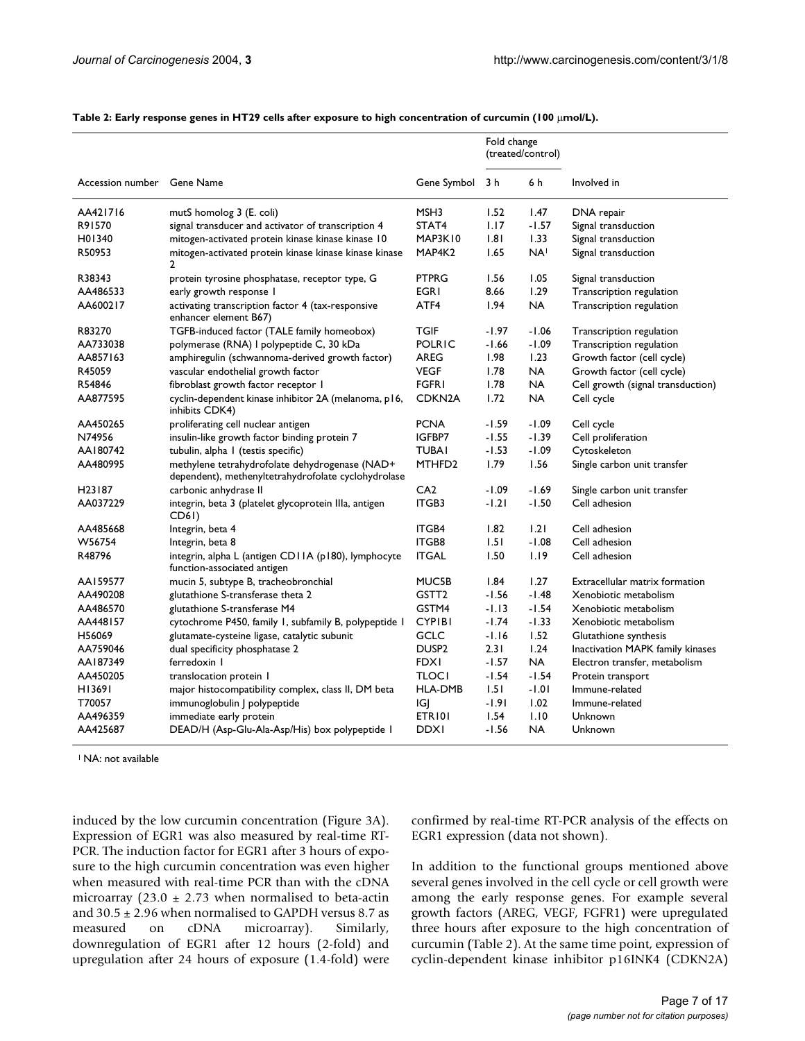**Table 2: Early response genes in HT29 cells after exposure to high concentration of curcumin (100 μmol/L).**

| Accession number | Gene Name | Gene Symbol | Fold change (treated/control) | | Involved in |
|---|---|---|---|---|---|
| | | | 3 h | 6 h | |
| AA421716 | mutS homolog 3 (E. coli) | MSH3 | 1.52 | 1.47 | DNA repair |
| R91570 | signal transducer and activator of transcription 4 | STAT4 | 1.17 | -1.57 | Signal transduction |
| H01340 | mitogen-activated protein kinase kinase kinase 10 | MAP3K10 | 1.81 | 1.33 | Signal transduction |
| R50953 | mitogen-activated protein kinase kinase kinase kinase 2 | MAP4K2 | 1.65 | NA[1] | Signal transduction |
| R38343 | protein tyrosine phosphatase, receptor type, G | PTPRG | 1.56 | 1.05 | Signal transduction |
| AA486533 | early growth response 1 | EGR1 | 8.66 | 1.29 | Transcription regulation |
| AA600217 | activating transcription factor 4 (tax-responsive enhancer element B67) | ATF4 | 1.94 | NA | Transcription regulation |
| R83270 | TGFB-induced factor (TALE family homeobox) | TGIF | -1.97 | -1.06 | Transcription regulation |
| AA733038 | polymerase (RNA) I polypeptide C, 30 kDa | POLR1C | -1.66 | -1.09 | Transcription regulation |
| AA857163 | amphiregulin (schwannoma-derived growth factor) | AREG | 1.98 | 1.23 | Growth factor (cell cycle) |
| R45059 | vascular endothelial growth factor | VEGF | 1.78 | NA | Growth factor (cell cycle) |
| R54846 | fibroblast growth factor receptor 1 | FGFR1 | 1.78 | NA | Cell growth (signal transduction) |
| AA877595 | cyclin-dependent kinase inhibitor 2A (melanoma, p16, inhibits CDK4) | CDKN2A | 1.72 | NA | Cell cycle |
| AA450265 | proliferating cell nuclear antigen | PCNA | -1.59 | -1.09 | Cell cycle |
| N74956 | insulin-like growth factor binding protein 7 | IGFBP7 | -1.55 | -1.39 | Cell proliferation |
| AA180742 | tubulin, alpha 1 (testis specific) | TUBA1 | -1.53 | -1.09 | Cytoskeleton |
| AA480995 | methylene tetrahydrofolate dehydrogenase (NAD+ dependent), methenyltetrahydrofolate cyclohydrolase | MTHFD2 | 1.79 | 1.56 | Single carbon unit transfer |
| H23187 | carbonic anhydrase II | CA2 | -1.09 | -1.69 | Single carbon unit transfer |
| AA037229 | integrin, beta 3 (platelet glycoprotein IIIa, antigen CD61) | ITGB3 | -1.21 | -1.50 | Cell adhesion |
| AA485668 | Integrin, beta 4 | ITGB4 | 1.82 | 1.21 | Cell adhesion |
| W56754 | Integrin, beta 8 | ITGB8 | 1.51 | -1.08 | Cell adhesion |
| R48796 | integrin, alpha L (antigen CD11A (p180), lymphocyte function-associated antigen | ITGAL | 1.50 | 1.19 | Cell adhesion |
| AA159577 | mucin 5, subtype B, tracheobronchial | MUC5B | 1.84 | 1.27 | Extracellular matrix formation |
| AA490208 | glutathione S-transferase theta 2 | GSTT2 | -1.56 | -1.48 | Xenobiotic metabolism |
| AA486570 | glutathione S-transferase M4 | GSTM4 | -1.13 | -1.54 | Xenobiotic metabolism |
| AA448157 | cytochrome P450, family 1, subfamily B, polypeptide 1 | CYP1B1 | -1.74 | -1.33 | Xenobiotic metabolism |
| H56069 | glutamate-cysteine ligase, catalytic subunit | GCLC | -1.16 | 1.52 | Glutathione synthesis |
| AA759046 | dual specificity phosphatase 2 | DUSP2 | 2.31 | 1.24 | Inactivation MAPK family kinases |
| AA187349 | ferredoxin 1 | FDX1 | -1.57 | NA | Electron transfer, metabolism |
| AA450205 | translocation protein 1 | TLOC1 | -1.54 | -1.54 | Protein transport |
| H13691 | major histocompatibility complex, class II, DM beta | HLA-DMB | 1.51 | -1.01 | Immune-related |
| T70057 | immunoglobulin J polypeptide | IGJ | -1.91 | 1.02 | Immune-related |
| AA496359 | immediate early protein | ETR101 | 1.54 | 1.10 | Unknown |
| AA425687 | DEAD/H (Asp-Glu-Ala-Asp/His) box polypeptide 1 | DDX1 | -1.56 | NA | Unknown |

[1] NA: not available

induced by the low curcumin concentration (Figure 3A). Expression of EGR1 was also measured by real-time RT-PCR. The induction factor for EGR1 after 3 hours of exposure to the high curcumin concentration was even higher when measured with real-time PCR than with the cDNA microarray ($23.0 \pm 2.73$ when normalised to beta-actin and $30.5 \pm 2.96$ when normalised to GAPDH versus 8.7 as measured on cDNA microarray). Similarly, downregulation of EGR1 after 12 hours (2-fold) and upregulation after 24 hours of exposure (1.4-fold) were confirmed by real-time RT-PCR analysis of the effects on EGR1 expression (data not shown).

In addition to the functional groups mentioned above several genes involved in the cell cycle or cell growth were among the early response genes. For example several growth factors (AREG, VEGF, FGFR1) were upregulated three hours after exposure to the high concentration of curcumin (Table 2). At the same time point, expression of cyclin-dependent kinase inhibitor p16INK4 (CDKN2A)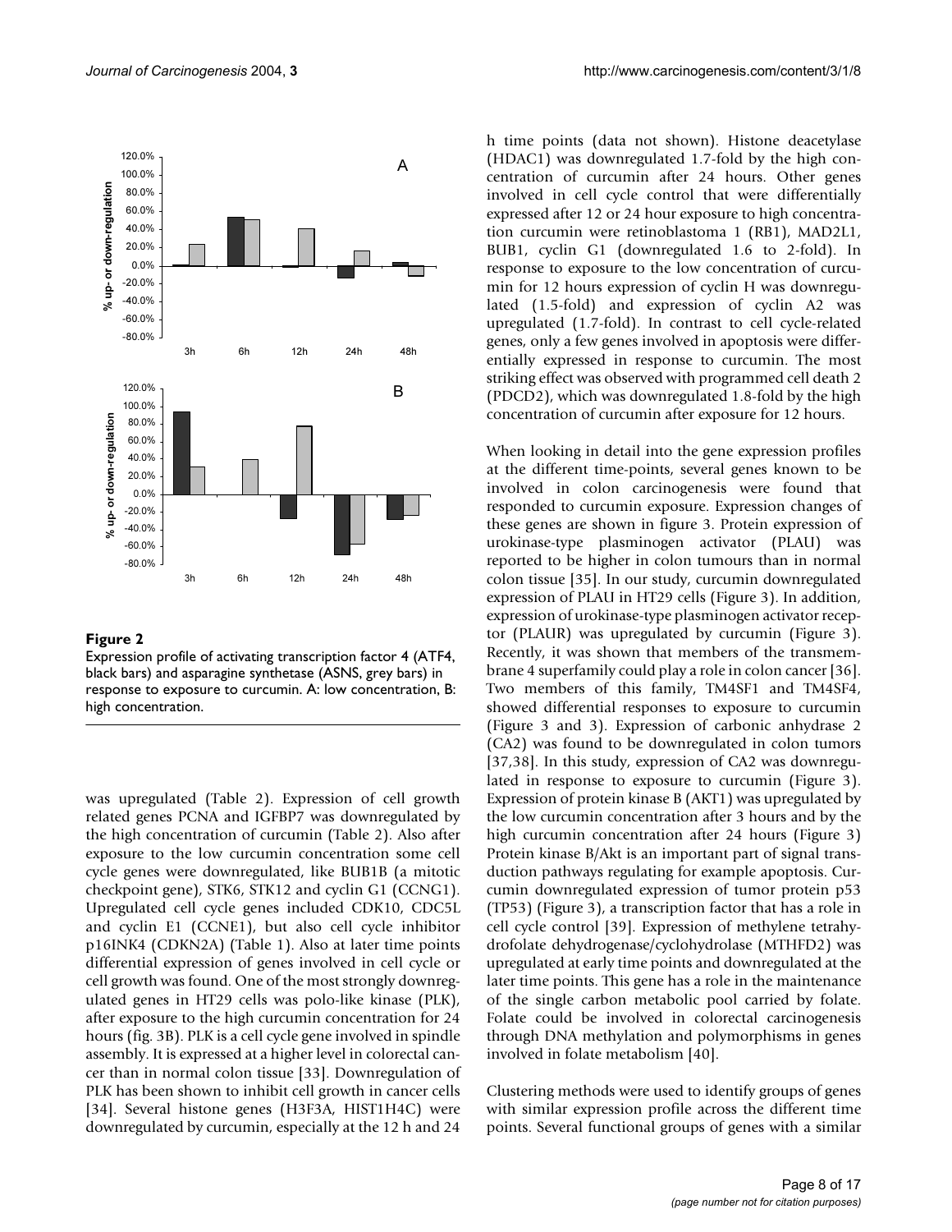**Figure 2**

Expression profile of activating transcription factor 4 (ATF4, black bars) and asparagine synthetase (ASNS, grey bars) in response to exposure to curcumin. A: low concentration, B: high concentration.

was upregulated (Table 2). Expression of cell growth related genes PCNA and IGFBP7 was downregulated by the high concentration of curcumin (Table 2). Also after exposure to the low curcumin concentration some cell cycle genes were downregulated, like BUB1B (a mitotic checkpoint gene), STK6, STK12 and cyclin G1 (CCNG1). Upregulated cell cycle genes included CDK10, CDC5L and cyclin E1 (CCNE1), but also cell cycle inhibitor p16INK4 (CDKN2A) (Table 1). Also at later time points differential expression of genes involved in cell cycle or cell growth was found. One of the most strongly downregulated genes in HT29 cells was polo-like kinase (PLK), after exposure to the high curcumin concentration for 24 hours (fig. 3B). PLK is a cell cycle gene involved in spindle assembly. It is expressed at a higher level in colorectal cancer than in normal colon tissue [33]. Downregulation of PLK has been shown to inhibit cell growth in cancer cells [34]. Several histone genes (H3F3A, HIST1H4C) were downregulated by curcumin, especially at the 12 h and 24 h time points (data not shown). Histone deacetylase (HDAC1) was downregulated 1.7-fold by the high concentration of curcumin after 24 hours. Other genes involved in cell cycle control that were differentially expressed after 12 or 24 hour exposure to high concentration curcumin were retinoblastoma 1 (RB1), MAD2L1, BUB1, cyclin G1 (downregulated 1.6 to 2-fold). In response to exposure to the low concentration of curcumin for 12 hours expression of cyclin H was downregulated (1.5-fold) and expression of cyclin A2 was upregulated (1.7-fold). In contrast to cell cycle-related genes, only a few genes involved in apoptosis were differentially expressed in response to curcumin. The most striking effect was observed with programmed cell death 2 (PDCD2), which was downregulated 1.8-fold by the high concentration of curcumin after exposure for 12 hours.

When looking in detail into the gene expression profiles at the different time-points, several genes known to be involved in colon carcinogenesis were found that responded to curcumin exposure. Expression changes of these genes are shown in figure 3. Protein expression of urokinase-type plasminogen activator (PLAU) was reported to be higher in colon tumours than in normal colon tissue [35]. In our study, curcumin downregulated expression of PLAU in HT29 cells (Figure 3). In addition, expression of urokinase-type plasminogen activator receptor (PLAUR) was upregulated by curcumin (Figure 3). Recently, it was shown that members of the transmembrane 4 superfamily could play a role in colon cancer [36]. Two members of this family, TM4SF1 and TM4SF4, showed differential responses to exposure to curcumin (Figure 3 and 3). Expression of carbonic anhydrase 2 (CA2) was found to be downregulated in colon tumors [37,38]. In this study, expression of CA2 was downregulated in response to exposure to curcumin (Figure 3). Expression of protein kinase B (AKT1) was upregulated by the low curcumin concentration after 3 hours and by the high curcumin concentration after 24 hours (Figure 3) Protein kinase B/Akt is an important part of signal transduction pathways regulating for example apoptosis. Curcumin downregulated expression of tumor protein p53 (TP53) (Figure 3), a transcription factor that has a role in cell cycle control [39]. Expression of methylene tetrahydrofolate dehydrogenase/cyclohydrolase (MTHFD2) was upregulated at early time points and downregulated at the later time points. This gene has a role in the maintenance of the single carbon metabolic pool carried by folate. Folate could be involved in colorectal carcinogenesis through DNA methylation and polymorphisms in genes involved in folate metabolism [40].

Clustering methods were used to identify groups of genes with similar expression profile across the different time points. Several functional groups of genes with a similar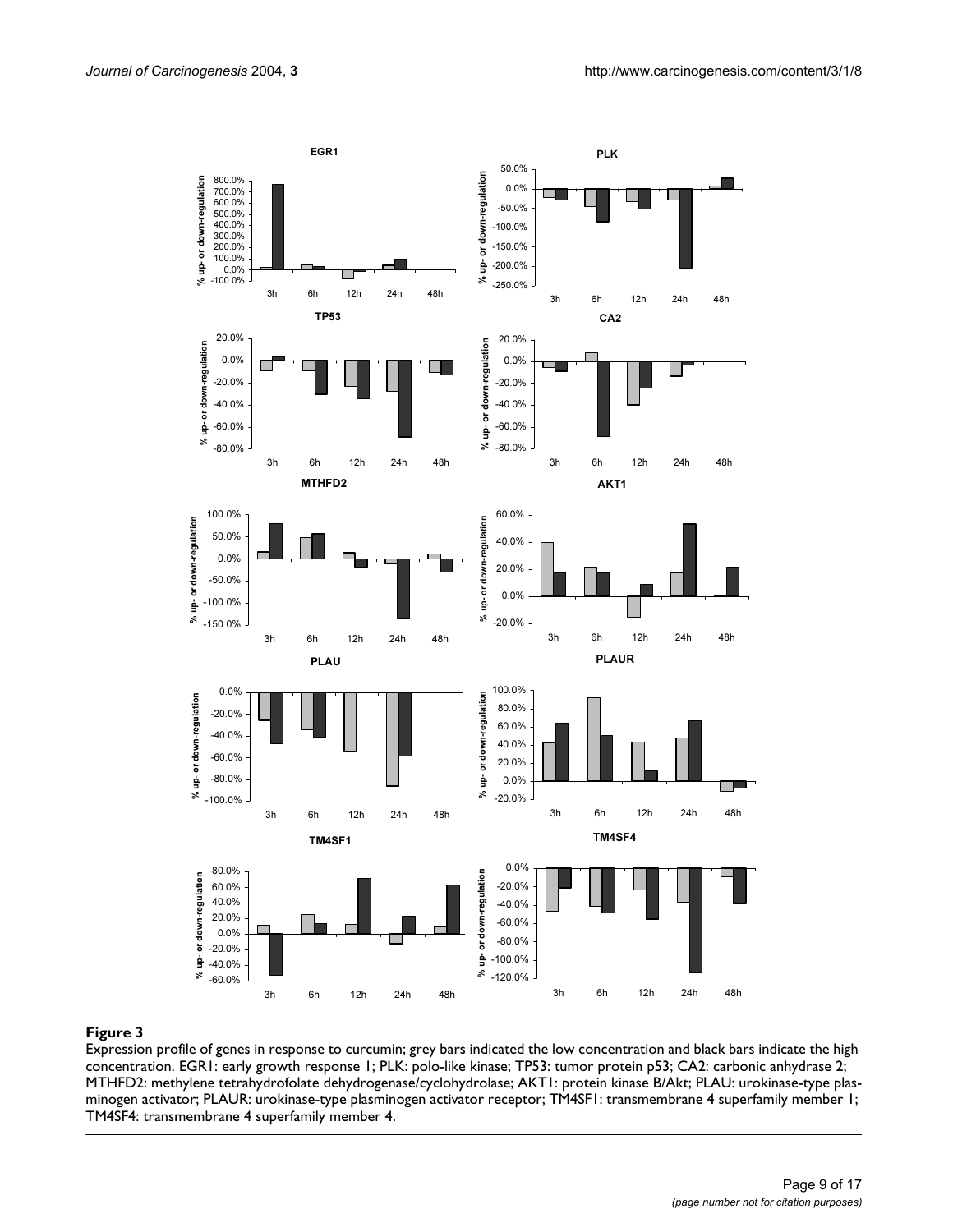**Figure 3**

Expression profile of genes in response to curcumin; grey bars indicated the low concentration and black bars indicate the high concentration. EGR1: early growth response 1; PLK: polo-like kinase; TP53: tumor protein p53; CA2: carbonic anhydrase 2; MTHFD2: methylene tetrahydrofolate dehydrogenase/cyclohydrolase; AKT1: protein kinase B/Akt; PLAU: urokinase-type plasminogen activator; PLAUR: urokinase-type plasminogen activator receptor; TM4SF1: transmembrane 4 superfamily member 1; TM4SF4: transmembrane 4 superfamily member 4.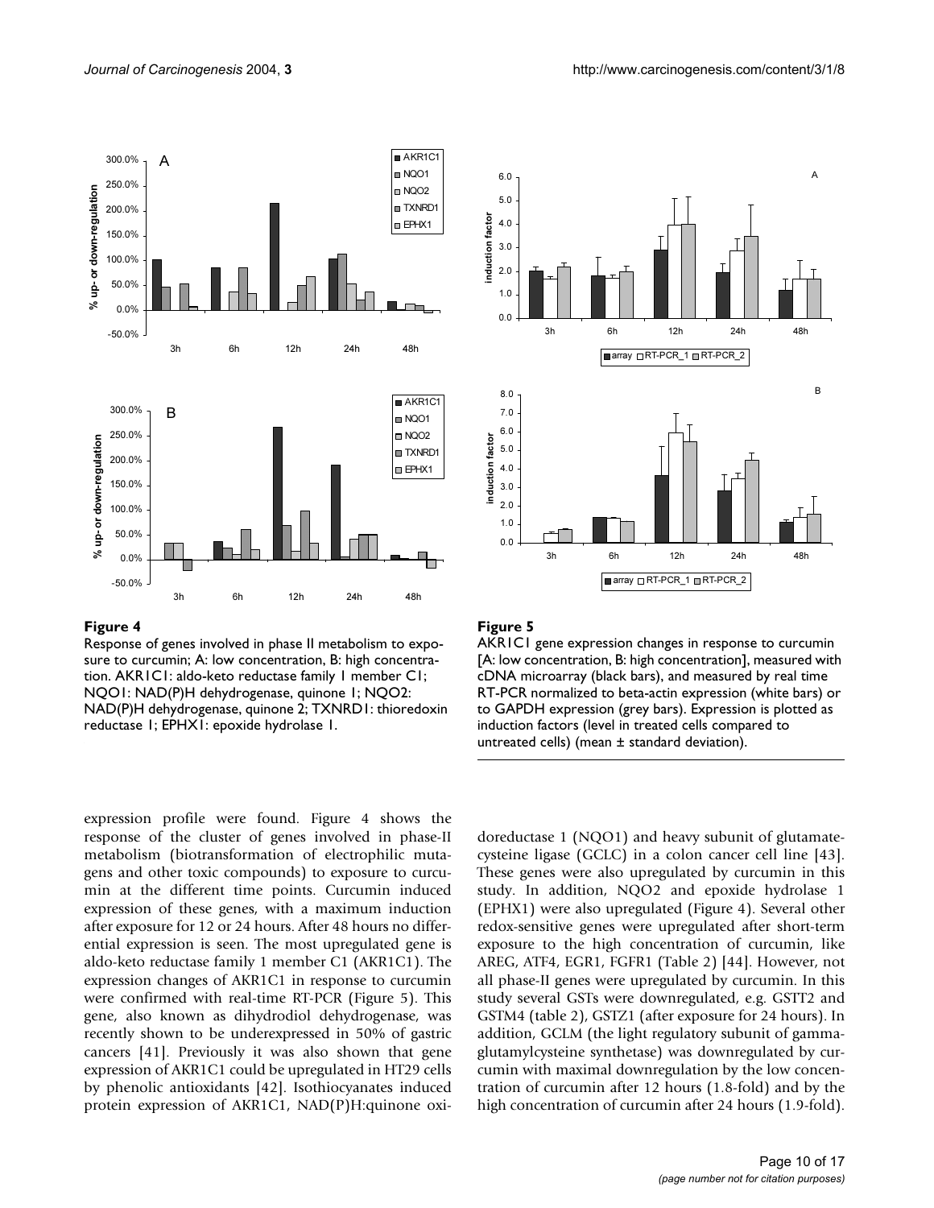**Figure 4**

Response of genes involved in phase II metabolism to exposure to curcumin; A: low concentration, B: high concentration. AKR1C1: aldo-keto reductase family 1 member C1; NQO1: NAD(P)H dehydrogenase, quinone 1; NQO2: NAD(P)H dehydrogenase, quinone 2; TXNRD1: thioredoxin reductase 1; EPHX1: epoxide hydrolase 1.

**Figure 5**

AKR1C1 gene expression changes in response to curcumin [A: low concentration, B: high concentration], measured with cDNA microarray (black bars), and measured by real time RT-PCR normalized to beta-actin expression (white bars) or to GAPDH expression (grey bars). Expression is plotted as induction factors (level in treated cells compared to untreated cells) (mean ± standard deviation).

expression profile were found. Figure 4 shows the response of the cluster of genes involved in phase-II metabolism (biotransformation of electrophilic mutagens and other toxic compounds) to exposure to curcumin at the different time points. Curcumin induced expression of these genes, with a maximum induction after exposure for 12 or 24 hours. After 48 hours no differential expression is seen. The most upregulated gene is aldo-keto reductase family 1 member C1 (AKR1C1). The expression changes of AKR1C1 in response to curcumin were confirmed with real-time RT-PCR (Figure 5). This gene, also known as dihydrodiol dehydrogenase, was recently shown to be underexpressed in 50% of gastric cancers [41]. Previously it was also shown that gene expression of AKR1C1 could be upregulated in HT29 cells by phenolic antioxidants [42]. Isothiocyanates induced protein expression of AKR1C1, NAD(P)H:quinone oxidoreductase 1 (NQO1) and heavy subunit of glutamate-cysteine ligase (GCLC) in a colon cancer cell line [43]. These genes were also upregulated by curcumin in this study. In addition, NQO2 and epoxide hydrolase 1 (EPHX1) were also upregulated (Figure 4). Several other redox-sensitive genes were upregulated after short-term exposure to the high concentration of curcumin, like AREG, ATF4, EGR1, FGFR1 (Table 2) [44]. However, not all phase-II genes were upregulated by curcumin. In this study several GSTs were downregulated, e.g. GSTT2 and GSTM4 (table 2), GSTZ1 (after exposure for 24 hours). In addition, GCLM (the light regulatory subunit of gamma-glutamylcysteine synthetase) was downregulated by curcumin with maximal downregulation by the low concentration of curcumin after 12 hours (1.8-fold) and by the high concentration of curcumin after 24 hours (1.9-fold).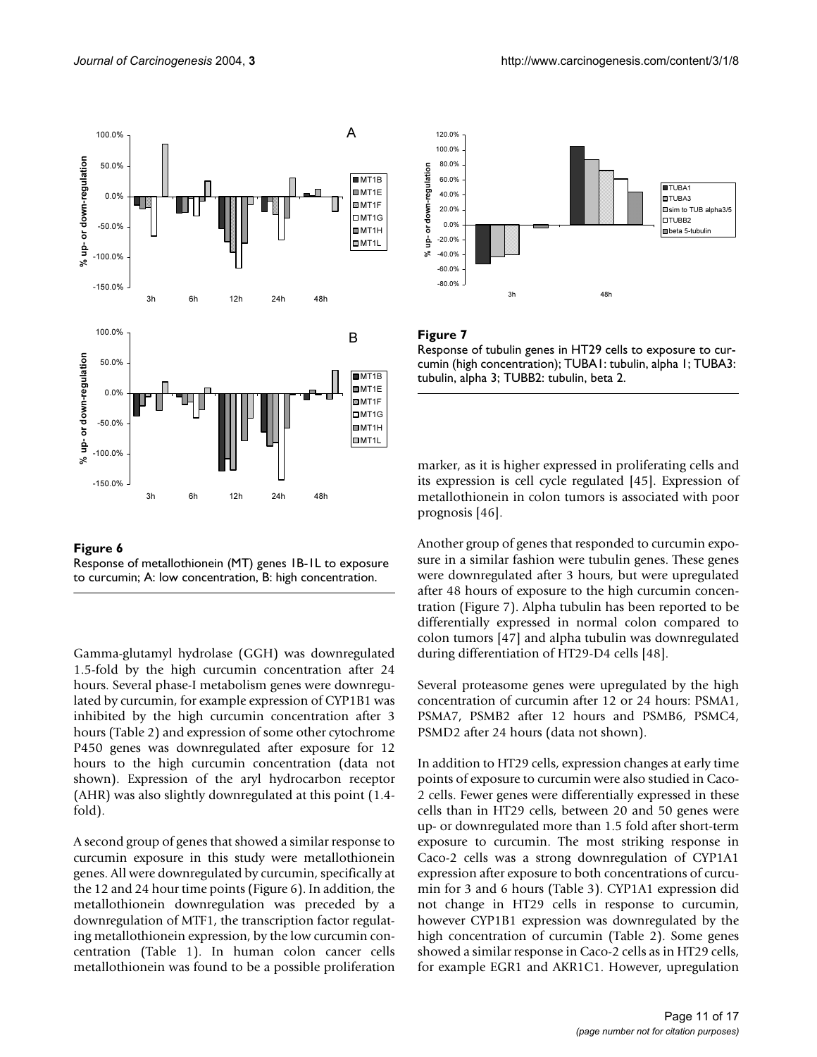**Figure 6**

Response of metallothionein (MT) genes 1B-1L to exposure to curcumin; A: low concentration, B: high concentration.

**Figure 7**

Response of tubulin genes in HT29 cells to exposure to curcumin (high concentration); TUBA1: tubulin, alpha 1; TUBA3: tubulin, alpha 3; TUBB2: tubulin, beta 2.

Gamma-glutamyl hydrolase (GGH) was downregulated 1.5-fold by the high curcumin concentration after 24 hours. Several phase-I metabolism genes were downregulated by curcumin, for example expression of CYP1B1 was inhibited by the high curcumin concentration after 3 hours (Table 2) and expression of some other cytochrome P450 genes was downregulated after exposure for 12 hours to the high curcumin concentration (data not shown). Expression of the aryl hydrocarbon receptor (AHR) was also slightly downregulated at this point (1.4-fold).

A second group of genes that showed a similar response to curcumin exposure in this study were metallothionein genes. All were downregulated by curcumin, specifically at the 12 and 24 hour time points (Figure 6). In addition, the metallothionein downregulation was preceded by a downregulation of MTF1, the transcription factor regulating metallothionein expression, by the low curcumin concentration (Table 1). In human colon cancer cells metallothionein was found to be a possible proliferation marker, as it is higher expressed in proliferating cells and its expression is cell cycle regulated [45]. Expression of metallothionein in colon tumors is associated with poor prognosis [46].

Another group of genes that responded to curcumin exposure in a similar fashion were tubulin genes. These genes were downregulated after 3 hours, but were upregulated after 48 hours of exposure to the high curcumin concentration (Figure 7). Alpha tubulin has been reported to be differentially expressed in normal colon compared to colon tumors [47] and alpha tubulin was downregulated during differentiation of HT29-D4 cells [48].

Several proteasome genes were upregulated by the high concentration of curcumin after 12 or 24 hours: PSMA1, PSMA7, PSMB2 after 12 hours and PSMB6, PSMC4, PSMD2 after 24 hours (data not shown).

In addition to HT29 cells, expression changes at early time points of exposure to curcumin were also studied in Caco-2 cells. Fewer genes were differentially expressed in these cells than in HT29 cells, between 20 and 50 genes were up- or downregulated more than 1.5 fold after short-term exposure to curcumin. The most striking response in Caco-2 cells was a strong downregulation of CYP1A1 expression after exposure to both concentrations of curcumin for 3 and 6 hours (Table 3). CYP1A1 expression did not change in HT29 cells in response to curcumin, however CYP1B1 expression was downregulated by the high concentration of curcumin (Table 2). Some genes showed a similar response in Caco-2 cells as in HT29 cells, for example EGR1 and AKR1C1. However, upregulation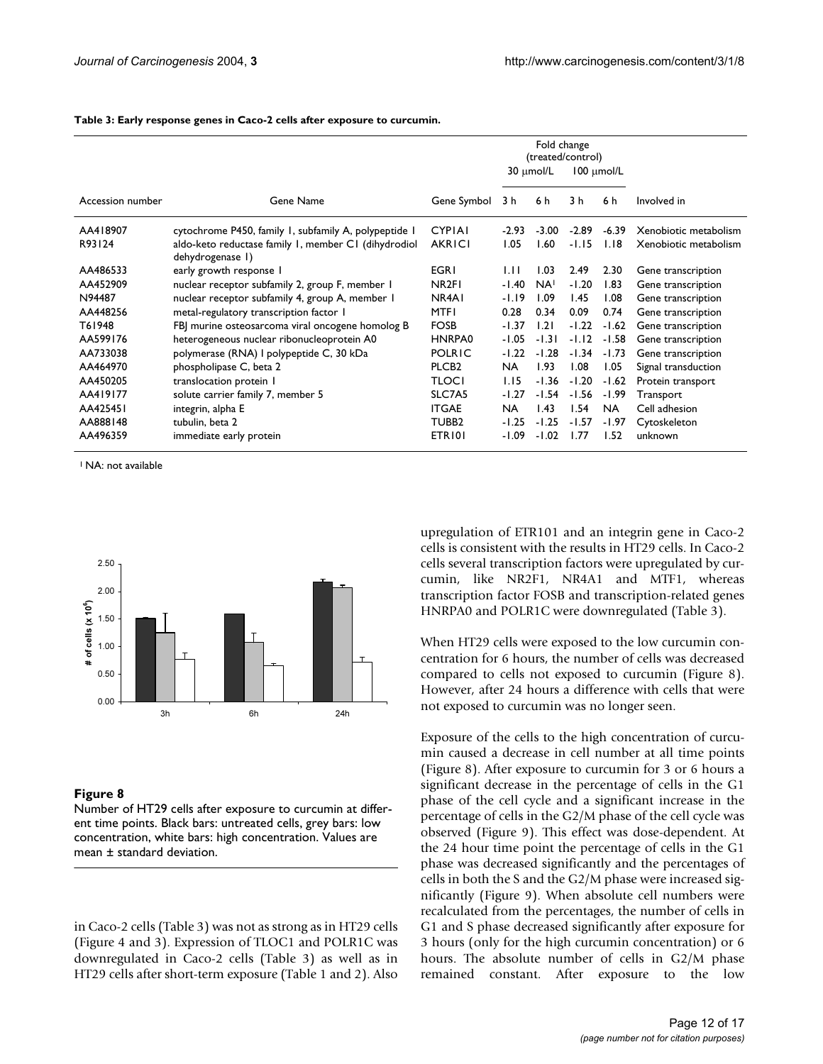**Table 3: Early response genes in Caco-2 cells after exposure to curcumin.**

| | | | Fold change (treated/control) | | | | |
|---|---|---|---|---|---|---|---|
| | | | 30 μmol/L | | 100 μmol/L | | |
| Accession number | Gene Name | Gene Symbol | 3 h | 6 h | 3 h | 6 h | Involved in |
| AA418907 | cytochrome P450, family 1, subfamily A, polypeptide 1 | CYP1A1 | -2.93 | -3.00 | -2.89 | -6.39 | Xenobiotic metabolism |
| R93124 | aldo-keto reductase family 1, member C1 (dihydrodiol dehydrogenase 1) | AKR1C1 | 1.05 | 1.60 | -1.15 | 1.18 | Xenobiotic metabolism |
| AA486533 | early growth response 1 | EGR1 | 1.11 | 1.03 | 2.49 | 2.30 | Gene transcription |
| AA452909 | nuclear receptor subfamily 2, group F, member 1 | NR2F1 | -1.40 | NA[1] | -1.20 | 1.83 | Gene transcription |
| N94487 | nuclear receptor subfamily 4, group A, member 1 | NR4A1 | -1.19 | 1.09 | 1.45 | 1.08 | Gene transcription |
| AA448256 | metal-regulatory transcription factor 1 | MTF1 | 0.28 | 0.34 | 0.09 | 0.74 | Gene transcription |
| T61948 | FBJ murine osteosarcoma viral oncogene homolog B | FOSB | -1.37 | 1.21 | -1.22 | -1.62 | Gene transcription |
| AA599176 | heterogeneous nuclear ribonucleoprotein A0 | HNRPA0 | -1.05 | -1.31 | -1.12 | -1.58 | Gene transcription |
| AA733038 | polymerase (RNA) I polypeptide C, 30 kDa | POLR1C | -1.22 | -1.28 | -1.34 | -1.73 | Gene transcription |
| AA464970 | phospholipase C, beta 2 | PLCB2 | NA | 1.93 | 1.08 | 1.05 | Signal transduction |
| AA450205 | translocation protein 1 | TLOC1 | 1.15 | -1.36 | -1.20 | -1.62 | Protein transport |
| AA419177 | solute carrier family 7, member 5 | SLC7A5 | -1.27 | -1.54 | -1.56 | -1.99 | Transport |
| AA425451 | integrin, alpha E | ITGAE | NA | 1.43 | 1.54 | NA | Cell adhesion |
| AA888148 | tubulin, beta 2 | TUBB2 | -1.25 | -1.25 | -1.57 | -1.97 | Cytoskeleton |
| AA496359 | immediate early protein | ETR101 | -1.09 | -1.02 | 1.77 | 1.52 | unknown |

[1] NA: not available

**Figure 8**
Number of HT29 cells after exposure to curcumin at different time points. Black bars: untreated cells, grey bars: low concentration, white bars: high concentration. Values are mean ± standard deviation.

in Caco-2 cells (Table 3) was not as strong as in HT29 cells (Figure 4 and 3). Expression of TLOC1 and POLR1C was downregulated in Caco-2 cells (Table 3) as well as in HT29 cells after short-term exposure (Table 1 and 2). Also upregulation of ETR101 and an integrin gene in Caco-2 cells is consistent with the results in HT29 cells. In Caco-2 cells several transcription factors were upregulated by curcumin, like NR2F1, NR4A1 and MTF1, whereas transcription factor FOSB and transcription-related genes HNRPA0 and POLR1C were downregulated (Table 3).

When HT29 cells were exposed to the low curcumin concentration for 6 hours, the number of cells was decreased compared to cells not exposed to curcumin (Figure 8). However, after 24 hours a difference with cells that were not exposed to curcumin was no longer seen.

Exposure of the cells to the high concentration of curcumin caused a decrease in cell number at all time points (Figure 8). After exposure to curcumin for 3 or 6 hours a significant decrease in the percentage of cells in the G1 phase of the cell cycle and a significant increase in the percentage of cells in the G2/M phase of the cell cycle was observed (Figure 9). This effect was dose-dependent. At the 24 hour time point the percentage of cells in the G1 phase was decreased significantly and the percentages of cells in both the S and the G2/M phase were increased significantly (Figure 9). When absolute cell numbers were recalculated from the percentages, the number of cells in G1 and S phase decreased significantly after exposure for 3 hours (only for the high curcumin concentration) or 6 hours. The absolute number of cells in G2/M phase remained constant. After exposure to the low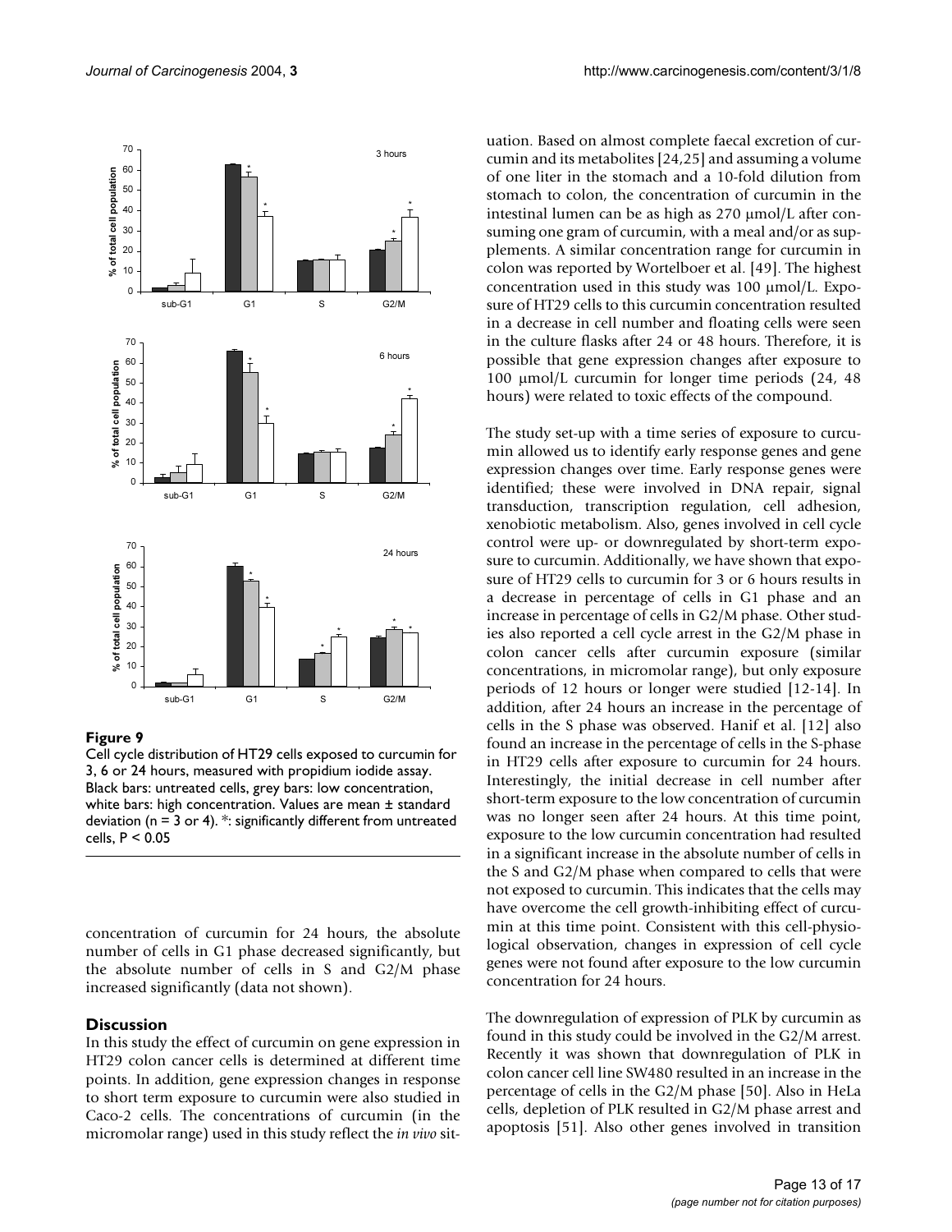**Figure 9**

Cell cycle distribution of HT29 cells exposed to curcumin for 3, 6 or 24 hours, measured with propidium iodide assay. Black bars: untreated cells, grey bars: low concentration, white bars: high concentration. Values are mean ± standard deviation (n = 3 or 4). *: significantly different from untreated cells, $P < 0.05$

concentration of curcumin for 24 hours, the absolute number of cells in G1 phase decreased significantly, but the absolute number of cells in S and G2/M phase increased significantly (data not shown).

## Discussion

In this study the effect of curcumin on gene expression in HT29 colon cancer cells is determined at different time points. In addition, gene expression changes in response to short term exposure to curcumin were also studied in Caco-2 cells. The concentrations of curcumin (in the micromolar range) used in this study reflect the *in vivo* situation. Based on almost complete faecal excretion of curcumin and its metabolites [24,25] and assuming a volume of one liter in the stomach and a 10-fold dilution from stomach to colon, the concentration of curcumin in the intestinal lumen can be as high as 270 μmol/L after consuming one gram of curcumin, with a meal and/or as supplements. A similar concentration range for curcumin in colon was reported by Wortelboer et al. [49]. The highest concentration used in this study was 100 μmol/L. Exposure of HT29 cells to this curcumin concentration resulted in a decrease in cell number and floating cells were seen in the culture flasks after 24 or 48 hours. Therefore, it is possible that gene expression changes after exposure to 100 μmol/L curcumin for longer time periods (24, 48 hours) were related to toxic effects of the compound.

The study set-up with a time series of exposure to curcumin allowed us to identify early response genes and gene expression changes over time. Early response genes were identified; these were involved in DNA repair, signal transduction, transcription regulation, cell adhesion, xenobiotic metabolism. Also, genes involved in cell cycle control were up- or downregulated by short-term exposure to curcumin. Additionally, we have shown that exposure of HT29 cells to curcumin for 3 or 6 hours results in a decrease in percentage of cells in G1 phase and an increase in percentage of cells in G2/M phase. Other studies also reported a cell cycle arrest in the G2/M phase in colon cancer cells after curcumin exposure (similar concentrations, in micromolar range), but only exposure periods of 12 hours or longer were studied [12-14]. In addition, after 24 hours an increase in the percentage of cells in the S phase was observed. Hanif et al. [12] also found an increase in the percentage of cells in the S-phase in HT29 cells after exposure to curcumin for 24 hours. Interestingly, the initial decrease in cell number after short-term exposure to the low concentration of curcumin was no longer seen after 24 hours. At this time point, exposure to the low curcumin concentration had resulted in a significant increase in the absolute number of cells in the S and G2/M phase when compared to cells that were not exposed to curcumin. This indicates that the cells may have overcome the cell growth-inhibiting effect of curcumin at this time point. Consistent with this cell-physiological observation, changes in expression of cell cycle genes were not found after exposure to the low curcumin concentration for 24 hours.

The downregulation of expression of PLK by curcumin as found in this study could be involved in the G2/M arrest. Recently it was shown that downregulation of PLK in colon cancer cell line SW480 resulted in an increase in the percentage of cells in the G2/M phase [50]. Also in HeLa cells, depletion of PLK resulted in G2/M phase arrest and apoptosis [51]. Also other genes involved in transition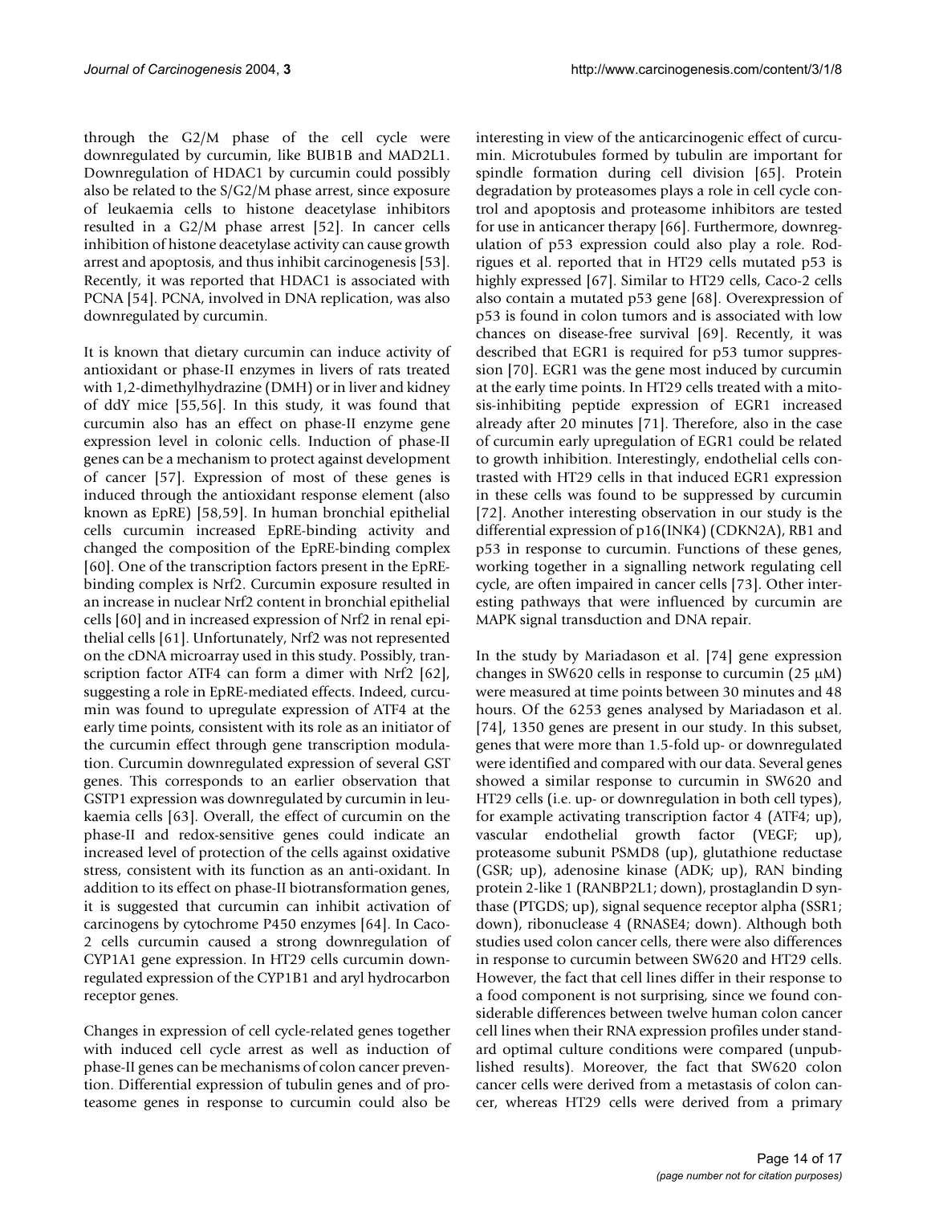through the G2/M phase of the cell cycle were downregulated by curcumin, like BUB1B and MAD2L1. Downregulation of HDAC1 by curcumin could possibly also be related to the S/G2/M phase arrest, since exposure of leukaemia cells to histone deacetylase inhibitors resulted in a G2/M phase arrest [52]. In cancer cells inhibition of histone deacetylase activity can cause growth arrest and apoptosis, and thus inhibit carcinogenesis [53]. Recently, it was reported that HDAC1 is associated with PCNA [54]. PCNA, involved in DNA replication, was also downregulated by curcumin.

It is known that dietary curcumin can induce activity of antioxidant or phase-II enzymes in livers of rats treated with 1,2-dimethylhydrazine (DMH) or in liver and kidney of ddY mice [55,56]. In this study, it was found that curcumin also has an effect on phase-II enzyme gene expression level in colonic cells. Induction of phase-II genes can be a mechanism to protect against development of cancer [57]. Expression of most of these genes is induced through the antioxidant response element (also known as EpRE) [58,59]. In human bronchial epithelial cells curcumin increased EpRE-binding activity and changed the composition of the EpRE-binding complex [60]. One of the transcription factors present in the EpRE-binding complex is Nrf2. Curcumin exposure resulted in an increase in nuclear Nrf2 content in bronchial epithelial cells [60] and in increased expression of Nrf2 in renal epithelial cells [61]. Unfortunately, Nrf2 was not represented on the cDNA microarray used in this study. Possibly, transcription factor ATF4 can form a dimer with Nrf2 [62], suggesting a role in EpRE-mediated effects. Indeed, curcumin was found to upregulate expression of ATF4 at the early time points, consistent with its role as an initiator of the curcumin effect through gene transcription modulation. Curcumin downregulated expression of several GST genes. This corresponds to an earlier observation that GSTP1 expression was downregulated by curcumin in leukaemia cells [63]. Overall, the effect of curcumin on the phase-II and redox-sensitive genes could indicate an increased level of protection of the cells against oxidative stress, consistent with its function as an anti-oxidant. In addition to its effect on phase-II biotransformation genes, it is suggested that curcumin can inhibit activation of carcinogens by cytochrome P450 enzymes [64]. In Caco-2 cells curcumin caused a strong downregulation of CYP1A1 gene expression. In HT29 cells curcumin downregulated expression of the CYP1B1 and aryl hydrocarbon receptor genes.

Changes in expression of cell cycle-related genes together with induced cell cycle arrest as well as induction of phase-II genes can be mechanisms of colon cancer prevention. Differential expression of tubulin genes and of proteasome genes in response to curcumin could also be interesting in view of the anticarcinogenic effect of curcumin. Microtubules formed by tubulin are important for spindle formation during cell division [65]. Protein degradation by proteasomes plays a role in cell cycle control and apoptosis and proteasome inhibitors are tested for use in anticancer therapy [66]. Furthermore, downregulation of p53 expression could also play a role. Rodrigues et al. reported that in HT29 cells mutated p53 is highly expressed [67]. Similar to HT29 cells, Caco-2 cells also contain a mutated p53 gene [68]. Overexpression of p53 is found in colon tumors and is associated with low chances on disease-free survival [69]. Recently, it was described that EGR1 is required for p53 tumor suppression [70]. EGR1 was the gene most induced by curcumin at the early time points. In HT29 cells treated with a mitosis-inhibiting peptide expression of EGR1 increased already after 20 minutes [71]. Therefore, also in the case of curcumin early upregulation of EGR1 could be related to growth inhibition. Interestingly, endothelial cells contrasted with HT29 cells in that induced EGR1 expression in these cells was found to be suppressed by curcumin [72]. Another interesting observation in our study is the differential expression of p16(INK4) (CDKN2A), RB1 and p53 in response to curcumin. Functions of these genes, working together in a signalling network regulating cell cycle, are often impaired in cancer cells [73]. Other interesting pathways that were influenced by curcumin are MAPK signal transduction and DNA repair.

In the study by Mariadason et al. [74] gene expression changes in SW620 cells in response to curcumin (25 μM) were measured at time points between 30 minutes and 48 hours. Of the 6253 genes analysed by Mariadason et al. [74], 1350 genes are present in our study. In this subset, genes that were more than 1.5-fold up- or downregulated were identified and compared with our data. Several genes showed a similar response to curcumin in SW620 and HT29 cells (i.e. up- or downregulation in both cell types), for example activating transcription factor 4 (ATF4; up), vascular endothelial growth factor (VEGF; up), proteasome subunit PSMD8 (up), glutathione reductase (GSR; up), adenosine kinase (ADK; up), RAN binding protein 2-like 1 (RANBP2L1; down), prostaglandin D synthase (PTGDS; up), signal sequence receptor alpha (SSR1; down), ribonuclease 4 (RNASE4; down). Although both studies used colon cancer cells, there were also differences in response to curcumin between SW620 and HT29 cells. However, the fact that cell lines differ in their response to a food component is not surprising, since we found considerable differences between twelve human colon cancer cell lines when their RNA expression profiles under standard optimal culture conditions were compared (unpublished results). Moreover, the fact that SW620 colon cancer cells were derived from a metastasis of colon cancer, whereas HT29 cells were derived from a primary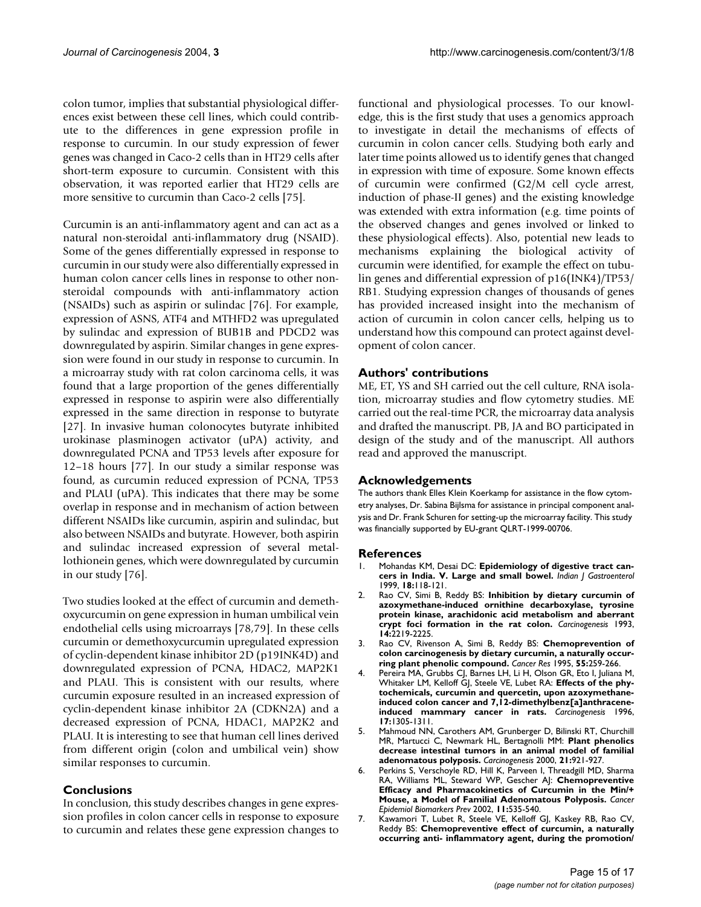colon tumor, implies that substantial physiological differences exist between these cell lines, which could contribute to the differences in gene expression profile in response to curcumin. In our study expression of fewer genes was changed in Caco-2 cells than in HT29 cells after short-term exposure to curcumin. Consistent with this observation, it was reported earlier that HT29 cells are more sensitive to curcumin than Caco-2 cells [75].

Curcumin is an anti-inflammatory agent and can act as a natural non-steroidal anti-inflammatory drug (NSAID). Some of the genes differentially expressed in response to curcumin in our study were also differentially expressed in human colon cancer cells lines in response to other non-steroidal compounds with anti-inflammatory action (NSAIDs) such as aspirin or sulindac [76]. For example, expression of ASNS, ATF4 and MTHFD2 was upregulated by sulindac and expression of BUB1B and PDCD2 was downregulated by aspirin. Similar changes in gene expression were found in our study in response to curcumin. In a microarray study with rat colon carcinoma cells, it was found that a large proportion of the genes differentially expressed in response to aspirin were also differentially expressed in the same direction in response to butyrate [27]. In invasive human colonocytes butyrate inhibited urokinase plasminogen activator (uPA) activity, and downregulated PCNA and TP53 levels after exposure for 12–18 hours [77]. In our study a similar response was found, as curcumin reduced expression of PCNA, TP53 and PLAU (uPA). This indicates that there may be some overlap in response and in mechanism of action between different NSAIDs like curcumin, aspirin and sulindac, but also between NSAIDs and butyrate. However, both aspirin and sulindac increased expression of several metallothionein genes, which were downregulated by curcumin in our study [76].

Two studies looked at the effect of curcumin and demethoxycurcumin on gene expression in human umbilical vein endothelial cells using microarrays [78,79]. In these cells curcumin or demethoxycurcumin upregulated expression of cyclin-dependent kinase inhibitor 2D (p19INK4D) and downregulated expression of PCNA, HDAC2, MAP2K1 and PLAU. This is consistent with our results, where curcumin exposure resulted in an increased expression of cyclin-dependent kinase inhibitor 2A (CDKN2A) and a decreased expression of PCNA, HDAC1, MAP2K2 and PLAU. It is interesting to see that human cell lines derived from different origin (colon and umbilical vein) show similar responses to curcumin.

## Conclusions

In conclusion, this study describes changes in gene expression profiles in colon cancer cells in response to exposure to curcumin and relates these gene expression changes to functional and physiological processes. To our knowledge, this is the first study that uses a genomics approach to investigate in detail the mechanisms of effects of curcumin in colon cancer cells. Studying both early and later time points allowed us to identify genes that changed in expression with time of exposure. Some known effects of curcumin were confirmed (G2/M cell cycle arrest, induction of phase-II genes) and the existing knowledge was extended with extra information (e.g. time points of the observed changes and genes involved or linked to these physiological effects). Also, potential new leads to mechanisms explaining the biological activity of curcumin were identified, for example the effect on tubulin genes and differential expression of p16(INK4)/TP53/RB1. Studying expression changes of thousands of genes has provided increased insight into the mechanism of action of curcumin in colon cancer cells, helping us to understand how this compound can protect against development of colon cancer.

## Authors' contributions

ME, ET, YS and SH carried out the cell culture, RNA isolation, microarray studies and flow cytometry studies. ME carried out the real-time PCR, the microarray data analysis and drafted the manuscript. PB, JA and BO participated in design of the study and of the manuscript. All authors read and approved the manuscript.

## Acknowledgements

The authors thank Elles Klein Koerkamp for assistance in the flow cytometry analyses, Dr. Sabina Bijlsma for assistance in principal component analysis and Dr. Frank Schuren for setting-up the microarray facility. This study was financially supported by EU-grant QLRT-1999-00706.

## References

1. Mohandas KM, Desai DC: **Epidemiology of digestive tract cancers in India. V. Large and small bowel.** *Indian J Gastroenterol* 1999, **18:**118-121.
2. Rao CV, Simi B, Reddy BS: **Inhibition by dietary curcumin of azoxymethane-induced ornithine decarboxylase, tyrosine protein kinase, arachidonic acid metabolism and aberrant crypt foci formation in the rat colon.** *Carcinogenesis* 1993, **14:**2219-2225.
3. Rao CV, Rivenson A, Simi B, Reddy BS: **Chemoprevention of colon carcinogenesis by dietary curcumin, a naturally occurring plant phenolic compound.** *Cancer Res* 1995, **55:**259-266.
4. Pereira MA, Grubbs CJ, Barnes LH, Li H, Olson GR, Eto I, Juliana M, Whitaker LM, Kelloff GJ, Steele VE, Lubet RA: **Effects of the phytochemicals, curcumin and quercetin, upon azoxymethane-induced colon cancer and 7,12-dimethylbenz[a]anthracene-induced mammary cancer in rats.** *Carcinogenesis* 1996, **17:**1305-1311.
5. Mahmoud NN, Carothers AM, Grunberger D, Bilinski RT, Churchill MR, Martucci C, Newmark HL, Bertagnolli MM: **Plant phenolics decrease intestinal tumors in an animal model of familial adenomatous polyposis.** *Carcinogenesis* 2000, **21:**921-927.
6. Perkins S, Verschoyle RD, Hill K, Parveen I, Threadgill MD, Sharma RA, Williams ML, Steward WP, Gescher AJ: **Chemopreventive Efficacy and Pharmacokinetics of Curcumin in the Min/+ Mouse, a Model of Familial Adenomatous Polyposis.** *Cancer Epidemiol Biomarkers Prev* 2002, **11:**535-540.
7. Kawamori T, Lubet R, Steele VE, Kelloff GJ, Kaskey RB, Rao CV, Reddy BS: **Chemopreventive effect of curcumin, a naturally occurring anti- inflammatory agent, during the promotion/**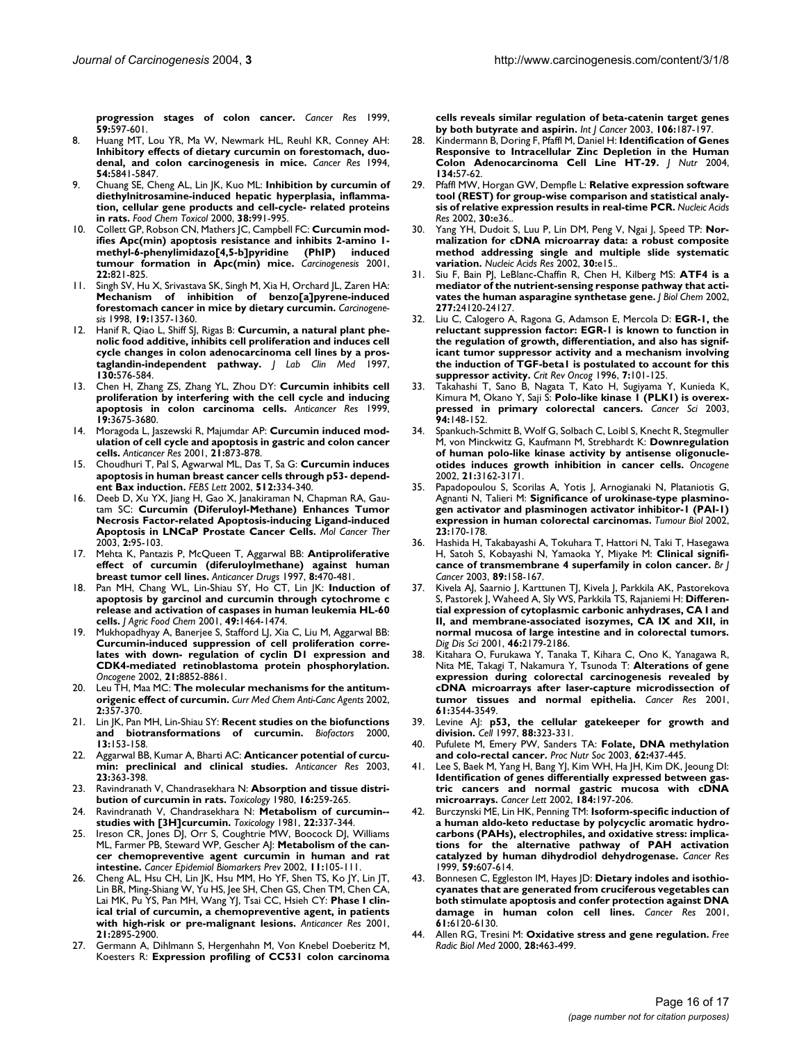**progression stages of colon cancer.** *Cancer Res* 1999, **59:**597-601.

8. Huang MT, Lou YR, Ma W, Newmark HL, Reuhl KR, Conney AH: **Inhibitory effects of dietary curcumin on forestomach, duodenal, and colon carcinogenesis in mice.** *Cancer Res* 1994, **54:**5841-5847.
9. Chuang SE, Cheng AL, Lin JK, Kuo ML: **Inhibition by curcumin of diethylnitrosamine-induced hepatic hyperplasia, inflammation, cellular gene products and cell-cycle- related proteins in rats.** *Food Chem Toxicol* 2000, **38:**991-995.
10. Collett GP, Robson CN, Mathers JC, Campbell FC: **Curcumin modifies Apc(min) apoptosis resistance and inhibits 2-amino 1-methyl-6-phenylimidazo[4,5-b]pyridine (PhIP) induced tumour formation in Apc(min) mice.** *Carcinogenesis* 2001, **22:**821-825.
11. Singh SV, Hu X, Srivastava SK, Singh M, Xia H, Orchard JL, Zaren HA: **Mechanism of inhibition of benzo[a]pyrene-induced forestomach cancer in mice by dietary curcumin.** *Carcinogenesis* 1998, **19:**1357-1360.
12. Hanif R, Qiao L, Shiff SJ, Rigas B: **Curcumin, a natural plant phenolic food additive, inhibits cell proliferation and induces cell cycle changes in colon adenocarcinoma cell lines by a prostaglandin-independent pathway.** *J Lab Clin Med* 1997, **130:**576-584.
13. Chen H, Zhang ZS, Zhang YL, Zhou DY: **Curcumin inhibits cell proliferation by interfering with the cell cycle and inducing apoptosis in colon carcinoma cells.** *Anticancer Res* 1999, **19:**3675-3680.
14. Moragoda L, Jaszewski R, Majumdar AP: **Curcumin induced modulation of cell cycle and apoptosis in gastric and colon cancer cells.** *Anticancer Res* 2001, **21:**873-878.
15. Choudhuri T, Pal S, Agwarwal ML, Das T, Sa G: **Curcumin induces apoptosis in human breast cancer cells through p53- dependent Bax induction.** *FEBS Lett* 2002, **512:**334-340.
16. Deeb D, Xu YX, Jiang H, Gao X, Janakiraman N, Chapman RA, Gautam SC: **Curcumin (Diferuloyl-Methane) Enhances Tumor Necrosis Factor-related Apoptosis-inducing Ligand-induced Apoptosis in LNCaP Prostate Cancer Cells.** *Mol Cancer Ther* 2003, **2:**95-103.
17. Mehta K, Pantazis P, McQueen T, Aggarwal BB: **Antiproliferative effect of curcumin (diferuloylmethane) against human breast tumor cell lines.** *Anticancer Drugs* 1997, **8:**470-481.
18. Pan MH, Chang WL, Lin-Shiau SY, Ho CT, Lin JK: **Induction of apoptosis by garcinol and curcumin through cytochrome c release and activation of caspases in human leukemia HL-60 cells.** *J Agric Food Chem* 2001, **49:**1464-1474.
19. Mukhopadhyay A, Banerjee S, Stafford LJ, Xia C, Liu M, Aggarwal BB: **Curcumin-induced suppression of cell proliferation correlates with down- regulation of cyclin D1 expression and CDK4-mediated retinoblastoma protein phosphorylation.** *Oncogene* 2002, **21:**8852-8861.
20. Leu TH, Maa MC: **The molecular mechanisms for the antitumorigenic effect of curcumin.** *Curr Med Chem Anti-Canc Agents* 2002, **2:**357-370.
21. Lin JK, Pan MH, Lin-Shiau SY: **Recent studies on the biofunctions and biotransformations of curcumin.** *Biofactors* 2000, **13:**153-158.
22. Aggarwal BB, Kumar A, Bharti AC: **Anticancer potential of curcumin: preclinical and clinical studies.** *Anticancer Res* 2003, **23:**363-398.
23. Ravindranath V, Chandrasekhara N: **Absorption and tissue distribution of curcumin in rats.** *Toxicology* 1980, **16:**259-265.
24. Ravindranath V, Chandrasekhara N: **Metabolism of curcumin--studies with [3H]curcumin.** *Toxicology* 1981, **22:**337-344.
25. Ireson CR, Jones DJ, Orr S, Coughtrie MW, Boocock DJ, Williams ML, Farmer PB, Steward WP, Gescher AJ: **Metabolism of the cancer chemopreventive agent curcumin in human and rat intestine.** *Cancer Epidemiol Biomarkers Prev* 2002, **11:**105-111.
26. Cheng AL, Hsu CH, Lin JK, Hsu MM, Ho YF, Shen TS, Ko JY, Lin JT, Lin BR, Ming-Shiang W, Yu HS, Jee SH, Chen GS, Chen TM, Chen CA, Lai MK, Pu YS, Pan MH, Wang YJ, Tsai CC, Hsieh CY: **Phase I clinical trial of curcumin, a chemopreventive agent, in patients with high-risk or pre-malignant lesions.** *Anticancer Res* 2001, **21:**2895-2900.
27. Germann A, Dihlmann S, Hergenhahn M, Von Knebel Doeberitz M, Koesters R: **Expression profiling of CC531 colon carcinoma cells reveals similar regulation of beta-catenin target genes by both butyrate and aspirin.** *Int J Cancer* 2003, **106:**187-197.
28. Kindermann B, Doring F, Pfaffl M, Daniel H: **Identification of Genes Responsive to Intracellular Zinc Depletion in the Human Colon Adenocarcinoma Cell Line HT-29.** *J Nutr* 2004, **134:**57-62.
29. Pfaffl MW, Horgan GW, Dempfle L: **Relative expression software tool (REST) for group-wise comparison and statistical analysis of relative expression results in real-time PCR.** *Nucleic Acids Res* 2002, **30:**e36..
30. Yang YH, Dudoit S, Luu P, Lin DM, Peng V, Ngai J, Speed TP: **Normalization for cDNA microarray data: a robust composite method addressing single and multiple slide systematic variation.** *Nucleic Acids Res* 2002, **30:**e15..
31. Siu F, Bain PJ, LeBlanc-Chaffin R, Chen H, Kilberg MS: **ATF4 is a mediator of the nutrient-sensing response pathway that activates the human asparagine synthetase gene.** *J Biol Chem* 2002, **277:**24120-24127.
32. Liu C, Calogero A, Ragona G, Adamson E, Mercola D: **EGR-1, the reluctant suppression factor: EGR-1 is known to function in the regulation of growth, differentiation, and also has significant tumor suppressor activity and a mechanism involving the induction of TGF-beta1 is postulated to account for this suppressor activity.** *Crit Rev Oncog* 1996, **7:**101-125.
33. Takahashi T, Sano B, Nagata T, Kato H, Sugiyama Y, Kunieda K, Kimura M, Okano Y, Saji S: **Polo-like kinase 1 (PLK1) is overexpressed in primary colorectal cancers.** *Cancer Sci* 2003, **94:**148-152.
34. Spankuch-Schmitt B, Wolf G, Solbach C, Loibl S, Knecht R, Stegmuller M, von Minckwitz G, Kaufmann M, Strebhardt K: **Downregulation of human polo-like kinase activity by antisense oligonucleotides induces growth inhibition in cancer cells.** *Oncogene* 2002, **21:**3162-3171.
35. Papadopoulou S, Scorilas A, Yotis J, Arnogianaki N, Plataniotis G, Agnanti N, Talieri M: **Significance of urokinase-type plasminogen activator and plasminogen activator inhibitor-1 (PAI-1) expression in human colorectal carcinomas.** *Tumour Biol* 2002, **23:**170-178.
36. Hashida H, Takabayashi A, Tokuhara T, Hattori N, Taki T, Hasegawa H, Satoh S, Kobayashi N, Yamaoka Y, Miyake M: **Clinical significance of transmembrane 4 superfamily in colon cancer.** *Br J Cancer* 2003, **89:**158-167.
37. Kivela AJ, Saarnio J, Karttunen TJ, Kivela J, Parkkila AK, Pastorekova S, Pastorek J, Waheed A, Sly WS, Parkkila TS, Rajaniemi H: **Differential expression of cytoplasmic carbonic anhydrases, CA I and II, and membrane-associated isozymes, CA IX and XII, in normal mucosa of large intestine and in colorectal tumors.** *Dig Dis Sci* 2001, **46:**2179-2186.
38. Kitahara O, Furukawa Y, Tanaka T, Kihara C, Ono K, Yanagawa R, Nita ME, Takagi T, Nakamura Y, Tsunoda T: **Alterations of gene expression during colorectal carcinogenesis revealed by cDNA microarrays after laser-capture microdissection of tumor tissues and normal epithelia.** *Cancer Res* 2001, **61:**3544-3549.
39. Levine AJ: **p53, the cellular gatekeeper for growth and division.** *Cell* 1997, **88:**323-331.
40. Pufulete M, Emery PW, Sanders TA: **Folate, DNA methylation and colo-rectal cancer.** *Proc Nutr Soc* 2003, **62:**437-445.
41. Lee S, Baek M, Yang H, Bang YJ, Kim WH, Ha JH, Kim DK, Jeoung DI: **Identification of genes differentially expressed between gastric cancers and normal gastric mucosa with cDNA microarrays.** *Cancer Lett* 2002, **184:**197-206.
42. Burczynski ME, Lin HK, Penning TM: **Isoform-specific induction of a human aldo-keto reductase by polycyclic aromatic hydrocarbons (PAHs), electrophiles, and oxidative stress: implications for the alternative pathway of PAH activation catalyzed by human dihydrodiol dehydrogenase.** *Cancer Res* 1999, **59:**607-614.
43. Bonnesen C, Eggleston IM, Hayes JD: **Dietary indoles and isothiocyanates that are generated from cruciferous vegetables can both stimulate apoptosis and confer protection against DNA damage in human colon cell lines.** *Cancer Res* 2001, **61:**6120-6130.
44. Allen RG, Tresini M: **Oxidative stress and gene regulation.** *Free Radic Biol Med* 2000, **28:**463-499.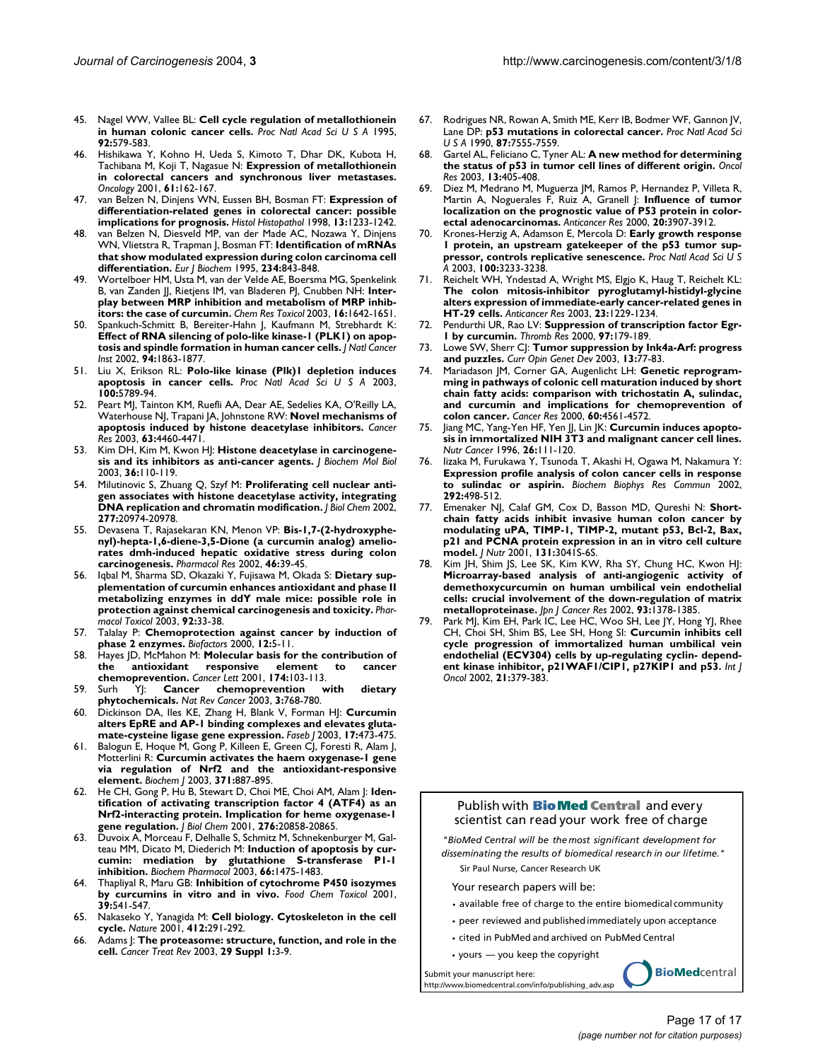45. Nagel WW, Vallee BL: **Cell cycle regulation of metallothionein in human colonic cancer cells.** *Proc Natl Acad Sci U S A* 1995, **92:**579-583.
46. Hishikawa Y, Kohno H, Ueda S, Kimoto T, Dhar DK, Kubota H, Tachibana M, Koji T, Nagasue N: **Expression of metallothionein in colorectal cancers and synchronous liver metastases.** *Oncology* 2001, **61:**162-167.
47. van Belzen N, Dinjens WN, Eussen BH, Bosman FT: **Expression of differentiation-related genes in colorectal cancer: possible implications for prognosis.** *Histol Histopathol* 1998, **13:**1233-1242.
48. van Belzen N, Diesveld MP, van der Made AC, Nozawa Y, Dinjens WN, Vlietstra R, Trapman J, Bosman FT: **Identification of mRNAs that show modulated expression during colon carcinoma cell differentiation.** *Eur J Biochem* 1995, **234:**843-848.
49. Wortelboer HM, Usta M, van der Velde AE, Boersma MG, Spenkelink B, van Zanden JJ, Rietjens IM, van Bladeren PJ, Cnubben NH: **Interplay between MRP inhibition and metabolism of MRP inhibitors: the case of curcumin.** *Chem Res Toxicol* 2003, **16:**1642-1651.
50. Spankuch-Schmitt B, Bereiter-Hahn J, Kaufmann M, Strebhardt K: **Effect of RNA silencing of polo-like kinase-1 (PLK1) on apoptosis and spindle formation in human cancer cells.** *J Natl Cancer Inst* 2002, **94:**1863-1877.
51. Liu X, Erikson RL: **Polo-like kinase (Plk)1 depletion induces apoptosis in cancer cells.** *Proc Natl Acad Sci U S A* 2003, **100:**5789-94.
52. Peart MJ, Tainton KM, Ruefli AA, Dear AE, Sedelies KA, O'Reilly LA, Waterhouse NJ, Trapani JA, Johnstone RW: **Novel mechanisms of apoptosis induced by histone deacetylase inhibitors.** *Cancer Res* 2003, **63:**4460-4471.
53. Kim DH, Kim M, Kwon HJ: **Histone deacetylase in carcinogenesis and its inhibitors as anti-cancer agents.** *J Biochem Mol Biol* 2003, **36:**110-119.
54. Milutinovic S, Zhuang Q, Szyf M: **Proliferating cell nuclear antigen associates with histone deacetylase activity, integrating DNA replication and chromatin modification.** *J Biol Chem* 2002, **277:**20974-20978.
55. Devasena T, Rajasekaran KN, Menon VP: **Bis-1,7-(2-hydroxyphenyl)-hepta-1,6-diene-3,5-Dione (a curcumin analog) ameliorates dmh-induced hepatic oxidative stress during colon carcinogenesis.** *Pharmacol Res* 2002, **46:**39-45.
56. Iqbal M, Sharma SD, Okazaki Y, Fujisawa M, Okada S: **Dietary supplementation of curcumin enhances antioxidant and phase II metabolizing enzymes in ddY male mice: possible role in protection against chemical carcinogenesis and toxicity.** *Pharmacol Toxicol* 2003, **92:**33-38.
57. Talalay P: **Chemoprotection against cancer by induction of phase 2 enzymes.** *Biofactors* 2000, **12:**5-11.
58. Hayes JD, McMahon M: **Molecular basis for the contribution of the antioxidant responsive element to cancer chemoprevention.** *Cancer Lett* 2001, **174:**103-113.
59. Surh YJ: **Cancer chemoprevention with dietary phytochemicals.** *Nat Rev Cancer* 2003, **3:**768-780.
60. Dickinson DA, Iles KE, Zhang H, Blank V, Forman HJ: **Curcumin alters EpRE and AP-1 binding complexes and elevates glutamate-cysteine ligase gene expression.** *Faseb J* 2003, **17:**473-475.
61. Balogun E, Hoque M, Gong P, Killeen E, Green CJ, Foresti R, Alam J, Motterlini R: **Curcumin activates the haem oxygenase-1 gene via regulation of Nrf2 and the antioxidant-responsive element.** *Biochem J* 2003, **371:**887-895.
62. He CH, Gong P, Hu B, Stewart D, Choi ME, Choi AM, Alam J: **Identification of activating transcription factor 4 (ATF4) as an Nrf2-interacting protein. Implication for heme oxygenase-1 gene regulation.** *J Biol Chem* 2001, **276:**20858-20865.
63. Duvoix A, Morceau F, Delhalle S, Schmitz M, Schnekenburger M, Galteau MM, Dicato M, Diederich M: **Induction of apoptosis by curcumin: mediation by glutathione S-transferase P1-1 inhibition.** *Biochem Pharmacol* 2003, **66:**1475-1483.
64. Thapliyal R, Maru GB: **Inhibition of cytochrome P450 isozymes by curcumins in vitro and in vivo.** *Food Chem Toxicol* 2001, **39:**541-547.
65. Nakaseko Y, Yanagida M: **Cell biology. Cytoskeleton in the cell cycle.** *Nature* 2001, **412:**291-292.
66. Adams J: **The proteasome: structure, function, and role in the cell.** *Cancer Treat Rev* 2003, **29 Suppl 1:**3-9.
67. Rodrigues NR, Rowan A, Smith ME, Kerr IB, Bodmer WF, Gannon JV, Lane DP: **p53 mutations in colorectal cancer.** *Proc Natl Acad Sci U S A* 1990, **87:**7555-7559.
68. Gartel AL, Feliciano C, Tyner AL: **A new method for determining the status of p53 in tumor cell lines of different origin.** *Oncol Res* 2003, **13:**405-408.
69. Diez M, Medrano M, Muguerza JM, Ramos P, Hernandez P, Villeta R, Martin A, Noguerales F, Ruiz A, Granell J: **Influence of tumor localization on the prognostic value of P53 protein in colorectal adenocarcinomas.** *Anticancer Res* 2000, **20:**3907-3912.
70. Krones-Herzig A, Adamson E, Mercola D: **Early growth response 1 protein, an upstream gatekeeper of the p53 tumor suppressor, controls replicative senescence.** *Proc Natl Acad Sci U S A* 2003, **100:**3233-3238.
71. Reichelt WH, Yndestad A, Wright MS, Elgjo K, Haug T, Reichelt KL: **The colon mitosis-inhibitor pyroglutamyl-histidyl-glycine alters expression of immediate-early cancer-related genes in HT-29 cells.** *Anticancer Res* 2003, **23:**1229-1234.
72. Pendurthi UR, Rao LV: **Suppression of transcription factor Egr-1 by curcumin.** *Thromb Res* 2000, **97:**179-189.
73. Lowe SW, Sherr CJ: **Tumor suppression by Ink4a-Arf: progress and puzzles.** *Curr Opin Genet Dev* 2003, **13:**77-83.
74. Mariadason JM, Corner GA, Augenlicht LH: **Genetic reprogramming in pathways of colonic cell maturation induced by short chain fatty acids: comparison with trichostatin A, sulindac, and curcumin and implications for chemoprevention of colon cancer.** *Cancer Res* 2000, **60:**4561-4572.
75. Jiang MC, Yang-Yen HF, Yen JJ, Lin JK: **Curcumin induces apoptosis in immortalized NIH 3T3 and malignant cancer cell lines.** *Nutr Cancer* 1996, **26:**111-120.
76. Iizaka M, Furukawa Y, Tsunoda T, Akashi H, Ogawa M, Nakamura Y: **Expression profile analysis of colon cancer cells in response to sulindac or aspirin.** *Biochem Biophys Res Commun* 2002, **292:**498-512.
77. Emenaker NJ, Calaf GM, Cox D, Basson MD, Qureshi N: **Short-chain fatty acids inhibit invasive human colon cancer by modulating uPA, TIMP-1, TIMP-2, mutant p53, Bcl-2, Bax, p21 and PCNA protein expression in an in vitro cell culture model.** *J Nutr* 2001, **131:**3041S-6S.
78. Kim JH, Shim JS, Lee SK, Kim KW, Rha SY, Chung HC, Kwon HJ: **Microarray-based analysis of anti-angiogenic activity of demethoxycurcumin on human umbilical vein endothelial cells: crucial involvement of the down-regulation of matrix metalloproteinase.** *Jpn J Cancer Res* 2002, **93:**1378-1385.
79. Park MJ, Kim EH, Park IC, Lee HC, Woo SH, Lee JY, Hong YJ, Rhee CH, Choi SH, Shim BS, Lee SH, Hong SI: **Curcumin inhibits cell cycle progression of immortalized human umbilical vein endothelial (ECV304) cells by up-regulating cyclin- dependent kinase inhibitor, p21WAF1/CIP1, p27KIP1 and p53.** *Int J Oncol* 2002, **21:**379-383.

Publish with **BioMed Central** and every scientist can read your work free of charge

*"BioMed Central will be the most significant development for disseminating the results of biomedical research in our lifetime."*

Sir Paul Nurse, Cancer Research UK

Your research papers will be:

- available free of charge to the entire biomedical community
- peer reviewed and published immediately upon acceptance
- cited in PubMed and archived on PubMed Central
- yours — you keep the copyright

Submit your manuscript here:
http://www.biomedcentral.com/info/publishing_adv.asp

BioMedcentral